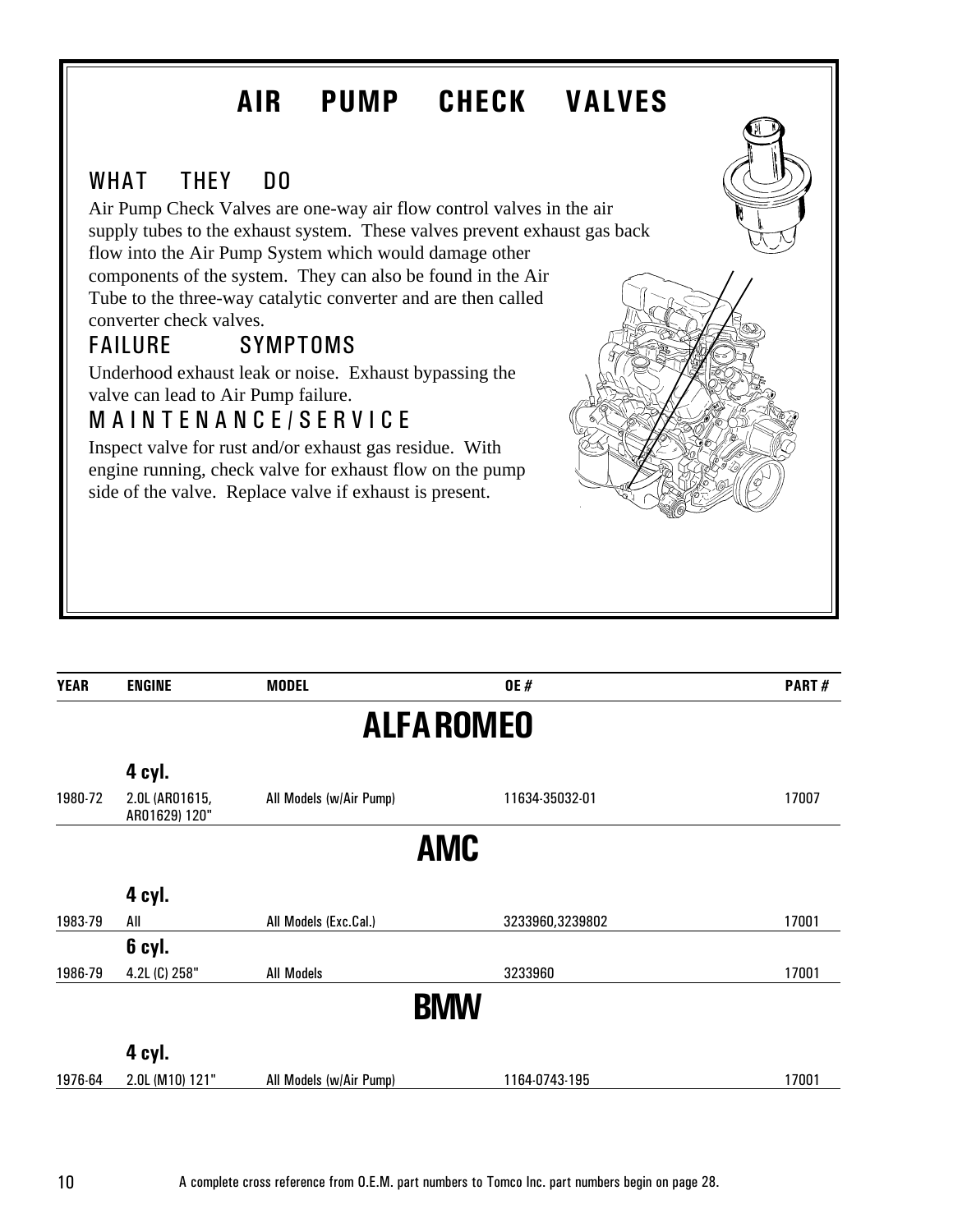# AIR PUMP CHECK VALVES

## WHAT THEY DO

Air Pump Check Valves are one-way air flow control valves in the air supply tubes to the exhaust system. These valves prevent exhaust gas back flow into the Air Pump System which would damage other components of the system. They can also be found in the Air Tube to the three-way catalytic converter and are then called converter check valves.

## FAILURE SYMPTOMS

Underhood exhaust leak or noise. Exhaust bypassing the valve can lead to Air Pump failure.

## MAINTENANCE/SERVICE

Inspect valve for rust and/or exhaust gas residue. With engine running, check valve for exhaust flow on the pump side of the valve. Replace valve if exhaust is present.

| YEAR | ENGINE | MODEL | OE # | PART # |
|---|---|---|---|---|
| | | **ALFA ROMEO** | | |
| | **4 cyl.** | | | |
| 1980-72 | 2.0L (AR01615, AR01629) 120" | All Models (w/Air Pump) | 11634-35032-01 | 17007 |
| | | **AMC** | | |
| | **4 cyl.** | | | |
| 1983-79 | All | All Models (Exc.Cal.) | 3233960,3239802 | 17001 |
| | **6 cyl.** | | | |
| 1986-79 | 4.2L (C) 258" | All Models | 3233960 | 17001 |
| | | **BMW** | | |
| | **4 cyl.** | | | |
| 1976-64 | 2.0L (M10) 121" | All Models (w/Air Pump) | 1164-0743-195 | 17001 |

A complete cross reference from O.E.M. part numbers to Tomco Inc. part numbers begin on page 28.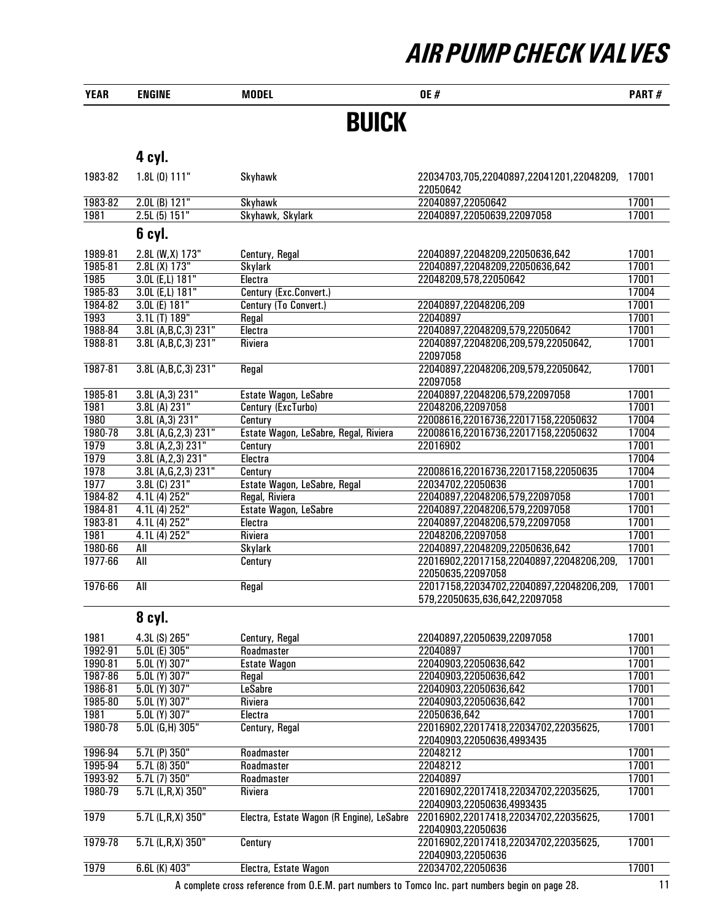# AIR PUMP CHECK VALVES

## BUICK

| YEAR | ENGINE | MODEL | OE # | PART # |
|---|---|---|---|---|
| | **4 cyl.** | | | |
| 1983-82 | 1.8L (O) 111" | Skyhawk | 22034703,705,22040897,22041201,22048209, 22050642 | 17001 |
| 1983-82 | 2.0L (B) 121" | Skyhawk | 22040897,22050642 | 17001 |
| 1981 | 2.5L (5) 151" | Skyhawk, Skylark | 22040897,22050639,22097058 | 17001 |
| | **6 cyl.** | | | |
| 1989-81 | 2.8L (W,X) 173" | Century, Regal | 22040897,22048209,22050636,642 | 17001 |
| 1985-81 | 2.8L (X) 173" | Skylark | 22040897,22048209,22050636,642 | 17001 |
| 1985 | 3.0L (E,L) 181" | Electra | 22048209,578,22050642 | 17001 |
| 1985-83 | 3.0L (E,L) 181" | Century (Exc.Convert.) | | 17004 |
| 1984-82 | 3.0L (E) 181" | Century (To Convert.) | 22040897,22048206,209 | 17001 |
| 1993 | 3.1L (T) 189" | Regal | 22040897 | 17001 |
| 1988-84 | 3.8L (A,B,C,3) 231" | Electra | 22040897,22048209,579,22050642 | 17001 |
| 1988-81 | 3.8L (A,B,C,3) 231" | Riviera | 22040897,22048206,209,579,22050642, 22097058 | 17001 |
| 1987-81 | 3.8L (A,B,C,3) 231" | Regal | 22040897,22048206,209,579,22050642, 22097058 | 17001 |
| 1985-81 | 3.8L (A,3) 231" | Estate Wagon, LeSabre | 22040897,22048206,579,22097058 | 17001 |
| 1981 | 3.8L (A) 231" | Century (ExcTurbo) | 22048206,22097058 | 17001 |
| 1980 | 3.8L (A,3) 231" | Century | 22008616,22016736,22017158,22050632 | 17004 |
| 1980-78 | 3.8L (A,G,2,3) 231" | Estate Wagon, LeSabre, Regal, Riviera | 22008616,22016736,22017158,22050632 | 17004 |
| 1979 | 3.8L (A,2,3) 231" | Century | 22016902 | 17001 |
| 1979 | 3.8L (A,2,3) 231" | Electra | | 17004 |
| 1978 | 3.8L (A,G,2,3) 231" | Century | 22008616,22016736,22017158,22050635 | 17004 |
| 1977 | 3.8L (C) 231" | Estate Wagon, LeSabre, Regal | 22034702,22050636 | 17001 |
| 1984-82 | 4.1L (4) 252" | Regal, Riviera | 22040897,22048206,579,22097058 | 17001 |
| 1984-81 | 4.1L (4) 252" | Estate Wagon, LeSabre | 22040897,22048206,579,22097058 | 17001 |
| 1983-81 | 4.1L (4) 252" | Electra | 22040897,22048206,579,22097058 | 17001 |
| 1981 | 4.1L (4) 252" | Riviera | 22048206,22097058 | 17001 |
| 1980-66 | All | Skylark | 22040897,22048209,22050636,642 | 17001 |
| 1977-66 | All | Century | 22016902,22017158,22040897,22048206,209, 22050635,22097058 | 17001 |
| 1976-66 | All | Regal | 22017158,22034702,22040897,22048206,209, 579,22050635,636,642,22097058 | 17001 |
| | **8 cyl.** | | | |
| 1981 | 4.3L (S) 265" | Century, Regal | 22040897,22050639,22097058 | 17001 |
| 1992-91 | 5.0L (E) 305" | Roadmaster | 22040897 | 17001 |
| 1990-81 | 5.0L (Y) 307" | Estate Wagon | 22040903,22050636,642 | 17001 |
| 1987-86 | 5.0L (Y) 307" | Regal | 22040903,22050636,642 | 17001 |
| 1986-81 | 5.0L (Y) 307" | LeSabre | 22040903,22050636,642 | 17001 |
| 1985-80 | 5.0L (Y) 307" | Riviera | 22040903,22050636,642 | 17001 |
| 1981 | 5.0L (Y) 307" | Electra | 22050636,642 | 17001 |
| 1980-78 | 5.0L (G,H) 305" | Century, Regal | 22016902,22017418,22034702,22035625, 22040903,22050636,4993435 | 17001 |
| 1996-94 | 5.7L (P) 350" | Roadmaster | 22048212 | 17001 |
| 1995-94 | 5.7L (8) 350" | Roadmaster | 22048212 | 17001 |
| 1993-92 | 5.7L (7) 350" | Roadmaster | 22040897 | 17001 |
| 1980-79 | 5.7L (L,R,X) 350" | Riviera | 22016902,22017418,22034702,22035625, 22040903,22050636,4993435 | 17001 |
| 1979 | 5.7L (L,R,X) 350" | Electra, Estate Wagon (R Engine), LeSabre | 22016902,22017418,22034702,22035625, 22040903,22050636 | 17001 |
| 1979-78 | 5.7L (L,R,X) 350" | Century | 22016902,22017418,22034702,22035625, 22040903,22050636 | 17001 |
| 1979 | 6.6L (K) 403" | Electra, Estate Wagon | 22034702,22050636 | 17001 |

A complete cross reference from O.E.M. part numbers to Tomco Inc. part numbers begin on page 28.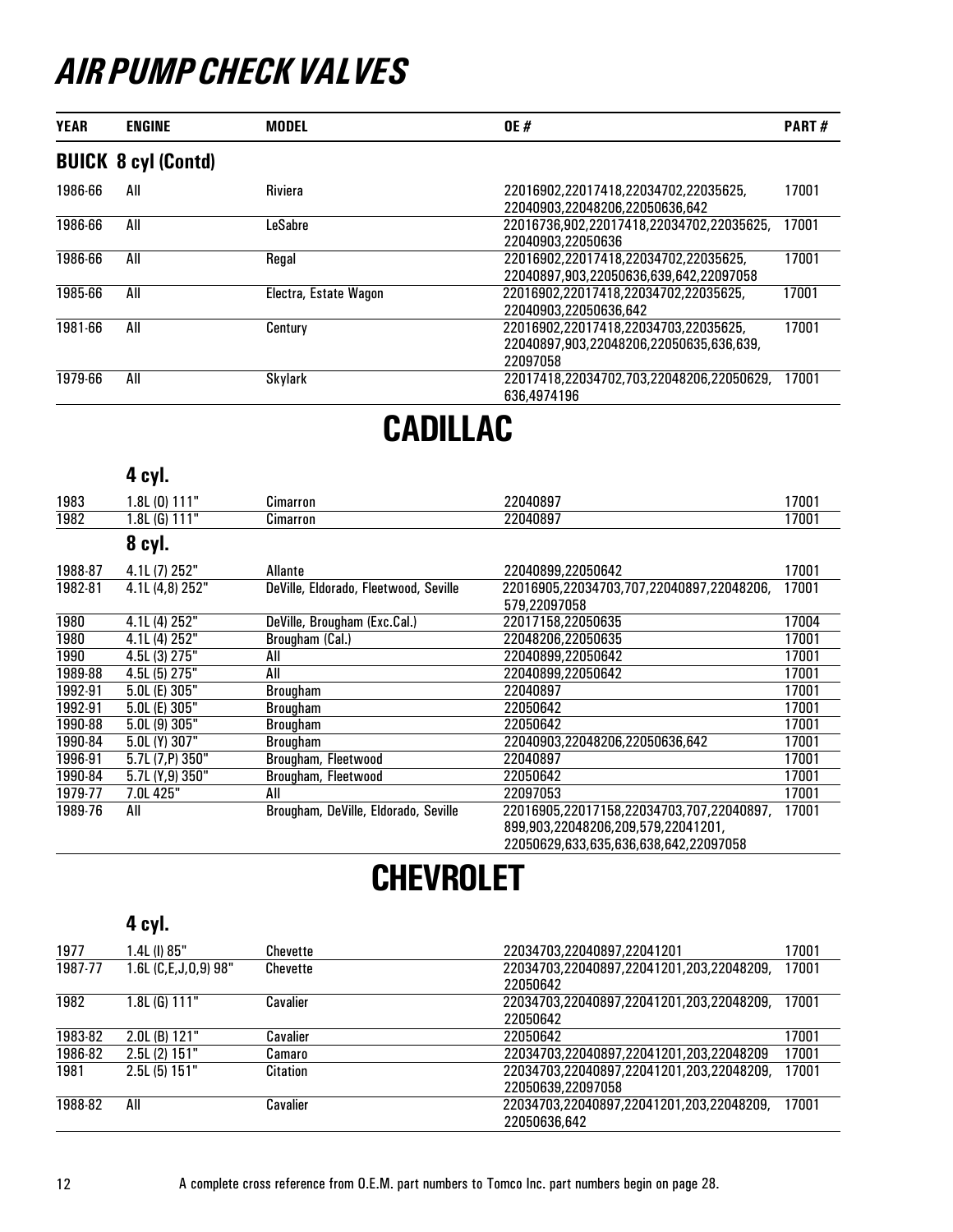# AIR PUMP CHECK VALVES

| YEAR | ENGINE | MODEL | OE # | PART # |
|---|---|---|---|---|
| **BUICK 8 cyl (Contd)** | | | | |
| 1986-66 | All | Riviera | 22016902,22017418,22034702,22035625, 22040903,22048206,22050636,642 | 17001 |
| 1986-66 | All | LeSabre | 22016736,902,22017418,22034702,22035625, 22040903,22050636 | 17001 |
| 1986-66 | All | Regal | 22016902,22017418,22034702,22035625, 22040897,903,22050636,639,642,22097058 | 17001 |
| 1985-66 | All | Electra, Estate Wagon | 22016902,22017418,22034702,22035625, 22040903,22050636,642 | 17001 |
| 1981-66 | All | Century | 22016902,22017418,22034703,22035625, 22040897,903,22048206,22050635,636,639, 22097058 | 17001 |
| 1979-66 | All | Skylark | 22017418,22034702,703,22048206,22050629, 636,4974196 | 17001 |

## CADILLAC

| YEAR | ENGINE | MODEL | OE # | PART # |
|---|---|---|---|---|
| | **4 cyl.** | | | |
| 1983 | 1.8L (O) 111" | Cimarron | 22040897 | 17001 |
| 1982 | 1.8L (G) 111" | Cimarron | 22040897 | 17001 |
| | **8 cyl.** | | | |
| 1988-87 | 4.1L (7) 252" | Allante | 22040899,22050642 | 17001 |
| 1982-81 | 4.1L (4,8) 252" | DeVille, Eldorado, Fleetwood, Seville | 22016905,22034703,707,22040897,22048206, 579,22097058 | 17001 |
| 1980 | 4.1L (4) 252" | DeVille, Brougham (Exc.Cal.) | 22017158,22050635 | 17004 |
| 1980 | 4.1L (4) 252" | Brougham (Cal.) | 22048206,22050635 | 17001 |
| 1990 | 4.5L (3) 275" | All | 22040899,22050642 | 17001 |
| 1989-88 | 4.5L (5) 275" | All | 22040899,22050642 | 17001 |
| 1992-91 | 5.0L (E) 305" | Brougham | 22040897 | 17001 |
| 1992-91 | 5.0L (E) 305" | Brougham | 22050642 | 17001 |
| 1990-88 | 5.0L (9) 305" | Brougham | 22050642 | 17001 |
| 1990-84 | 5.0L (Y) 307" | Brougham | 22040903,22048206,22050636,642 | 17001 |
| 1996-91 | 5.7L (7,P) 350" | Brougham, Fleetwood | 22040897 | 17001 |
| 1990-84 | 5.7L (Y,9) 350" | Brougham, Fleetwood | 22050642 | 17001 |
| 1979-77 | 7.0L 425" | All | 22097053 | 17001 |
| 1989-76 | All | Brougham, DeVille, Eldorado, Seville | 22016905,22017158,22034703,707,22040897, 899,903,22048206,209,579,22041201, 22050629,633,635,636,638,642,22097058 | 17001 |

## CHEVROLET

| YEAR | ENGINE | MODEL | OE # | PART # |
|---|---|---|---|---|
| | **4 cyl.** | | | |
| 1977 | 1.4L (I) 85" | Chevette | 22034703,22040897,22041201 | 17001 |
| 1987-77 | 1.6L (C,E,J,O,9) 98" | Chevette | 22034703,22040897,22041201,203,22048209, 22050642 | 17001 |
| 1982 | 1.8L (G) 111" | Cavalier | 22034703,22040897,22041201,203,22048209, 22050642 | 17001 |
| 1983-82 | 2.0L (B) 121" | Cavalier | 22050642 | 17001 |
| 1986-82 | 2.5L (2) 151" | Camaro | 22034703,22040897,22041201,203,22048209 | 17001 |
| 1981 | 2.5L (5) 151" | Citation | 22034703,22040897,22041201,203,22048209, 22050639,22097058 | 17001 |
| 1988-82 | All | Cavalier | 22034703,22040897,22041201,203,22048209, 22050636,642 | 17001 |

A complete cross reference from O.E.M. part numbers to Tomco Inc. part numbers begin on page 28.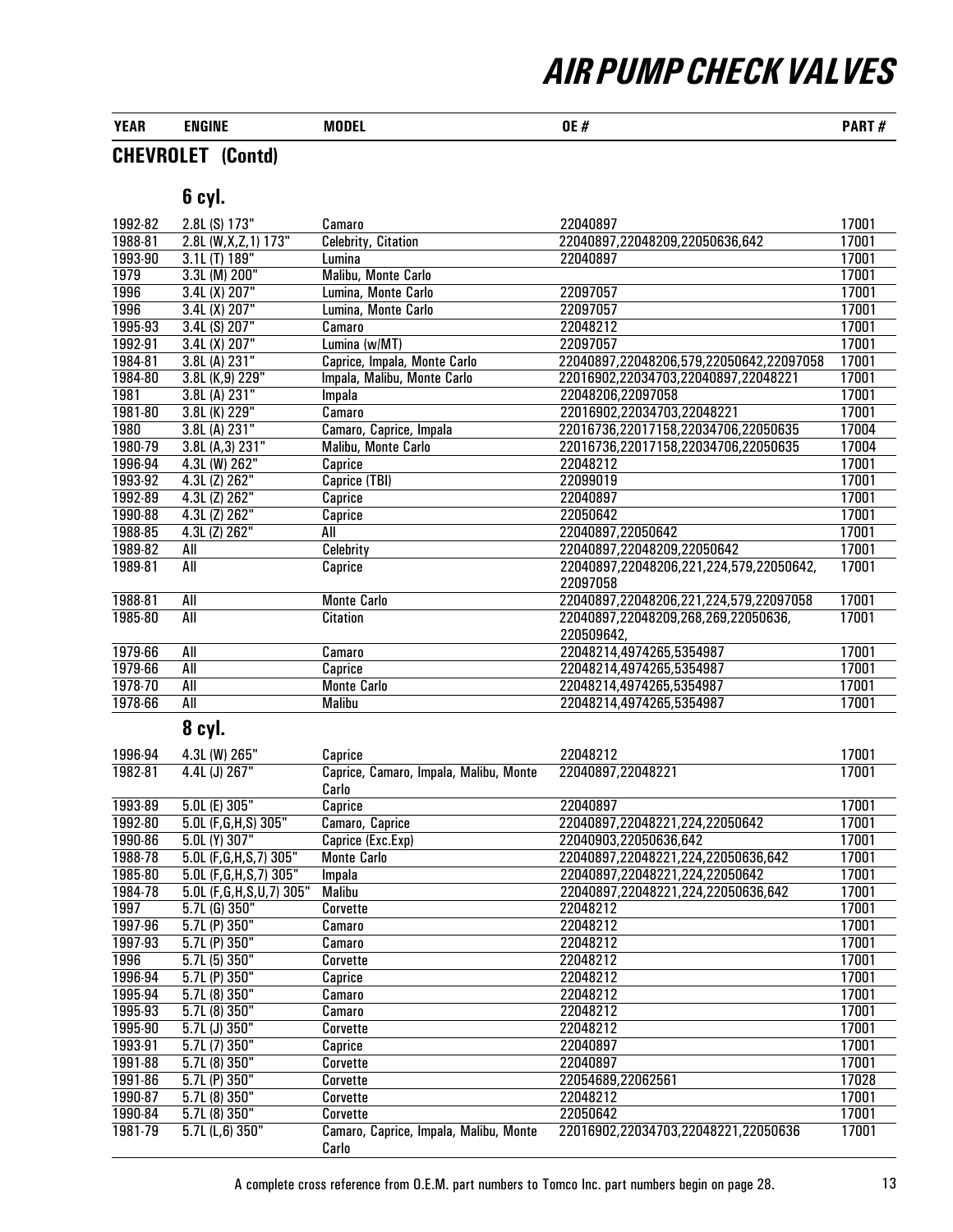# AIR PUMP CHECK VALVES

| YEAR | ENGINE | MODEL | OE # | PART # |
|---|---|---|---|---|

## CHEVROLET (Contd)

### 6 cyl.

| YEAR | ENGINE | MODEL | OE # | PART # |
|---|---|---|---|---|
| 1992-82 | 2.8L (S) 173" | Camaro | 22040897 | 17001 |
| 1988-81 | 2.8L (W,X,Z,1) 173" | Celebrity, Citation | 22040897,22048209,22050636,642 | 17001 |
| 1993-90 | 3.1L (T) 189" | Lumina | 22040897 | 17001 |
| 1979 | 3.3L (M) 200" | Malibu, Monte Carlo | | 17001 |
| 1996 | 3.4L (X) 207" | Lumina, Monte Carlo | 22097057 | 17001 |
| 1996 | 3.4L (X) 207" | Lumina, Monte Carlo | 22097057 | 17001 |
| 1995-93 | 3.4L (S) 207" | Camaro | 22048212 | 17001 |
| 1992-91 | 3.4L (X) 207" | Lumina (w/MT) | 22097057 | 17001 |
| 1984-81 | 3.8L (A) 231" | Caprice, Impala, Monte Carlo | 22040897,22048206,579,22050642,22097058 | 17001 |
| 1984-80 | 3.8L (K,9) 229" | Impala, Malibu, Monte Carlo | 22016902,22034703,22040897,22048221 | 17001 |
| 1981 | 3.8L (A) 231" | Impala | 22048206,22097058 | 17001 |
| 1981-80 | 3.8L (K) 229" | Camaro | 22016902,22034703,22048221 | 17001 |
| 1980 | 3.8L (A) 231" | Camaro, Caprice, Impala | 22016736,22017158,22034706,22050635 | 17004 |
| 1980-79 | 3.8L (A,3) 231" | Malibu, Monte Carlo | 22016736,22017158,22034706,22050635 | 17004 |
| 1996-94 | 4.3L (W) 262" | Caprice | 22048212 | 17001 |
| 1993-92 | 4.3L (Z) 262" | Caprice (TBI) | 22099019 | 17001 |
| 1992-89 | 4.3L (Z) 262" | Caprice | 22040897 | 17001 |
| 1990-88 | 4.3L (Z) 262" | Caprice | 22050642 | 17001 |
| 1988-85 | 4.3L (Z) 262" | All | 22040897,22050642 | 17001 |
| 1989-82 | All | Celebrity | 22040897,22048209,22050642 | 17001 |
| 1989-81 | All | Caprice | 22040897,22048206,221,224,579,22050642, 22097058 | 17001 |
| 1988-81 | All | Monte Carlo | 22040897,22048206,221,224,579,22097058 | 17001 |
| 1985-80 | All | Citation | 22040897,22048209,268,269,22050636, 220509642, | 17001 |
| 1979-66 | All | Camaro | 22048214,4974265,5354987 | 17001 |
| 1979-66 | All | Caprice | 22048214,4974265,5354987 | 17001 |
| 1978-70 | All | Monte Carlo | 22048214,4974265,5354987 | 17001 |
| 1978-66 | All | Malibu | 22048214,4974265,5354987 | 17001 |

### 8 cyl.

| YEAR | ENGINE | MODEL | OE # | PART # |
|---|---|---|---|---|
| 1996-94 | 4.3L (W) 265" | Caprice | 22048212 | 17001 |
| 1982-81 | 4.4L (J) 267" | Caprice, Camaro, Impala, Malibu, Monte Carlo | 22040897,22048221 | 17001 |
| 1993-89 | 5.0L (E) 305" | Caprice | 22040897 | 17001 |
| 1992-80 | 5.0L (F,G,H,S) 305" | Camaro, Caprice | 22040897,22048221,224,22050642 | 17001 |
| 1990-86 | 5.0L (Y) 307" | Caprice (Exc.Exp) | 22040903,22050636,642 | 17001 |
| 1988-78 | 5.0L (F,G,H,S,7) 305" | Monte Carlo | 22040897,22048221,224,22050636,642 | 17001 |
| 1985-80 | 5.0L (F,G,H,S,7) 305" | Impala | 22040897,22048221,224,22050642 | 17001 |
| 1984-78 | 5.0L (F,G,H,S,U,7) 305" | Malibu | 22040897,22048221,224,22050636,642 | 17001 |
| 1997 | 5.7L (G) 350" | Corvette | 22048212 | 17001 |
| 1997-96 | 5.7L (P) 350" | Camaro | 22048212 | 17001 |
| 1997-93 | 5.7L (P) 350" | Camaro | 22048212 | 17001 |
| 1996 | 5.7L (5) 350" | Corvette | 22048212 | 17001 |
| 1996-94 | 5.7L (P) 350" | Caprice | 22048212 | 17001 |
| 1995-94 | 5.7L (8) 350" | Camaro | 22048212 | 17001 |
| 1995-93 | 5.7L (8) 350" | Camaro | 22048212 | 17001 |
| 1995-90 | 5.7L (J) 350" | Corvette | 22048212 | 17001 |
| 1993-91 | 5.7L (7) 350" | Caprice | 22040897 | 17001 |
| 1991-88 | 5.7L (8) 350" | Corvette | 22040897 | 17001 |
| 1991-86 | 5.7L (P) 350" | Corvette | 22054689,22062561 | 17028 |
| 1990-87 | 5.7L (8) 350" | Corvette | 22048212 | 17001 |
| 1990-84 | 5.7L (8) 350" | Corvette | 22050642 | 17001 |
| 1981-79 | 5.7L (L,6) 350" | Camaro, Caprice, Impala, Malibu, Monte Carlo | 22016902,22034703,22048221,22050636 | 17001 |

A complete cross reference from O.E.M. part numbers to Tomco Inc. part numbers begin on page 28.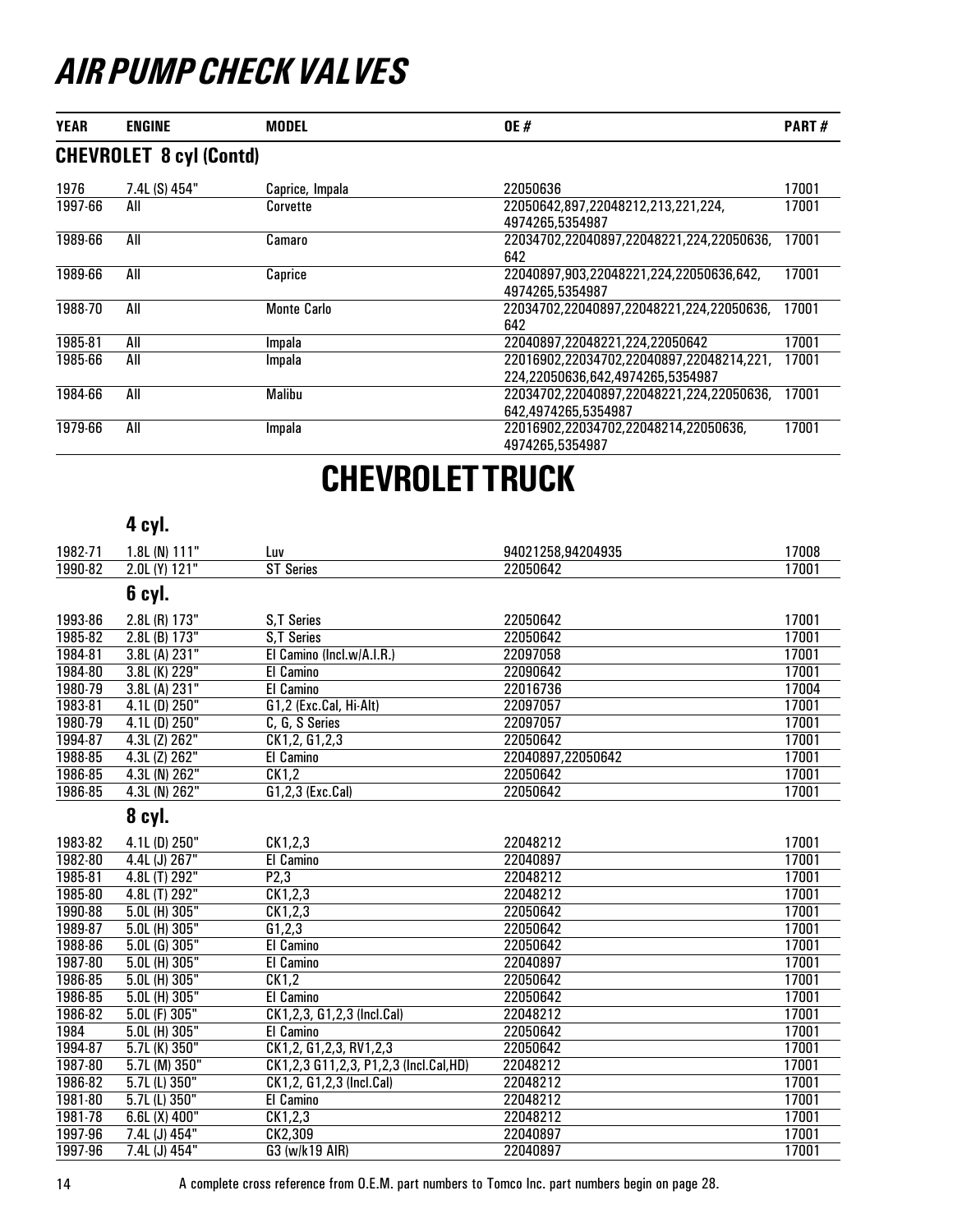# AIR PUMP CHECK VALVES

## CHEVROLET 8 cyl (Contd)

| YEAR | ENGINE | MODEL | OE # | PART # |
|---|---|---|---|---|
| 1976 | 7.4L (S) 454" | Caprice, Impala | 22050636 | 17001 |
| 1997-66 | All | Corvette | 22050642,897,22048212,213,221,224, 4974265,5354987 | 17001 |
| 1989-66 | All | Camaro | 22034702,22040897,22048221,224,22050636, 642 | 17001 |
| 1989-66 | All | Caprice | 22040897,903,22048221,224,22050636,642, 4974265,5354987 | 17001 |
| 1988-70 | All | Monte Carlo | 22034702,22040897,22048221,224,22050636, 642 | 17001 |
| 1985-81 | All | Impala | 22040897,22048221,224,22050642 | 17001 |
| 1985-66 | All | Impala | 22016902,22034702,22040897,22048214,221, 224,22050636,642,4974265,5354987 | 17001 |
| 1984-66 | All | Malibu | 22034702,22040897,22048221,224,22050636, 642,4974265,5354987 | 17001 |
| 1979-66 | All | Impala | 22016902,22034702,22048214,22050636, 4974265,5354987 | 17001 |

# CHEVROLET TRUCK

### 4 cyl.

| YEAR | ENGINE | MODEL | OE # | PART # |
|---|---|---|---|---|
| 1982-71 | 1.8L (N) 111" | Luv | 94021258,94204935 | 17008 |
| 1990-82 | 2.0L (Y) 121" | ST Series | 22050642 | 17001 |

### 6 cyl.

| YEAR | ENGINE | MODEL | OE # | PART # |
|---|---|---|---|---|
| 1993-86 | 2.8L (R) 173" | S,T Series | 22050642 | 17001 |
| 1985-82 | 2.8L (B) 173" | S,T Series | 22050642 | 17001 |
| 1984-81 | 3.8L (A) 231" | El Camino (Incl.w/A.I.R.) | 22097058 | 17001 |
| 1984-80 | 3.8L (K) 229" | El Camino | 22090642 | 17001 |
| 1980-79 | 3.8L (A) 231" | El Camino | 22016736 | 17004 |
| 1983-81 | 4.1L (D) 250" | G1,2 (Exc.Cal, Hi-Alt) | 22097057 | 17001 |
| 1980-79 | 4.1L (D) 250" | C, G, S Series | 22097057 | 17001 |
| 1994-87 | 4.3L (Z) 262" | CK1,2, G1,2,3 | 22050642 | 17001 |
| 1988-85 | 4.3L (Z) 262" | El Camino | 22040897,22050642 | 17001 |
| 1986-85 | 4.3L (N) 262" | CK1,2 | 22050642 | 17001 |
| 1986-85 | 4.3L (N) 262" | G1,2,3 (Exc.Cal) | 22050642 | 17001 |

### 8 cyl.

| YEAR | ENGINE | MODEL | OE # | PART # |
|---|---|---|---|---|
| 1983-82 | 4.1L (D) 250" | CK1,2,3 | 22048212 | 17001 |
| 1982-80 | 4.4L (J) 267" | El Camino | 22040897 | 17001 |
| 1985-81 | 4.8L (T) 292" | P2,3 | 22048212 | 17001 |
| 1985-80 | 4.8L (T) 292" | CK1,2,3 | 22048212 | 17001 |
| 1990-88 | 5.0L (H) 305" | CK1,2,3 | 22050642 | 17001 |
| 1989-87 | 5.0L (H) 305" | G1,2,3 | 22050642 | 17001 |
| 1988-86 | 5.0L (G) 305" | El Camino | 22050642 | 17001 |
| 1987-80 | 5.0L (H) 305" | El Camino | 22040897 | 17001 |
| 1986-85 | 5.0L (H) 305" | CK1,2 | 22050642 | 17001 |
| 1986-85 | 5.0L (H) 305" | El Camino | 22050642 | 17001 |
| 1986-82 | 5.0L (F) 305" | CK1,2,3, G1,2,3 (Incl.Cal) | 22048212 | 17001 |
| 1984 | 5.0L (H) 305" | El Camino | 22050642 | 17001 |
| 1994-87 | 5.7L (K) 350" | CK1,2, G1,2,3, RV1,2,3 | 22050642 | 17001 |
| 1987-80 | 5.7L (M) 350" | CK1,2,3 G11,2,3, P1,2,3 (Incl.Cal,HD) | 22048212 | 17001 |
| 1986-82 | 5.7L (L) 350" | CK1,2, G1,2,3 (Incl.Cal) | 22048212 | 17001 |
| 1981-80 | 5.7L (L) 350" | El Camino | 22048212 | 17001 |
| 1981-78 | 6.6L (X) 400" | CK1,2,3 | 22048212 | 17001 |
| 1997-96 | 7.4L (J) 454" | CK2,309 | 22040897 | 17001 |
| 1997-96 | 7.4L (J) 454" | G3 (w/k19 AIR) | 22040897 | 17001 |

A complete cross reference from O.E.M. part numbers to Tomco Inc. part numbers begin on page 28.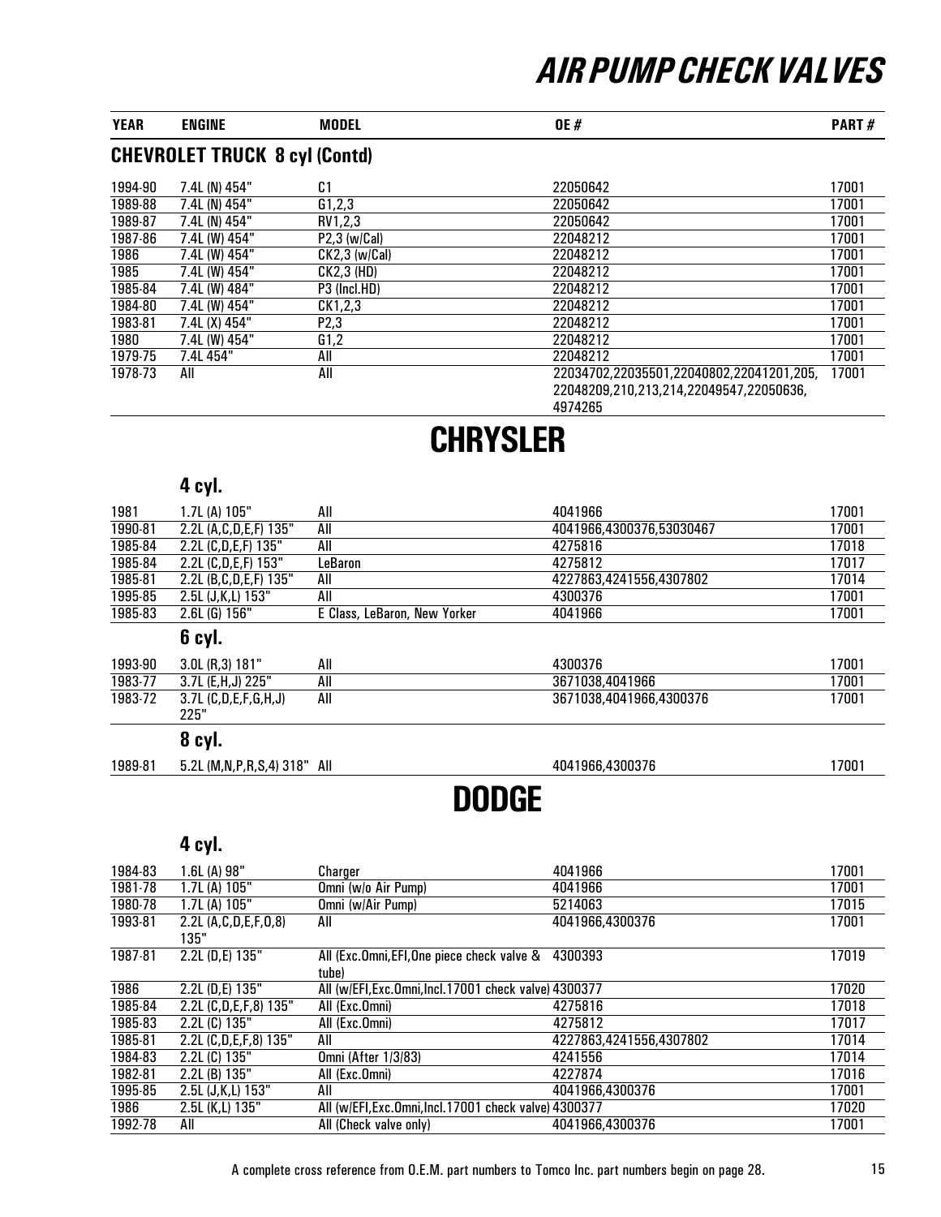# AIR PUMP CHECK VALVES

## CHEVROLET TRUCK 8 cyl (Contd)

| YEAR | ENGINE | MODEL | OE # | PART # |
|---|---|---|---|---|
| 1994-90 | 7.4L (N) 454" | C1 | 22050642 | 17001 |
| 1989-88 | 7.4L (N) 454" | G1,2,3 | 22050642 | 17001 |
| 1989-87 | 7.4L (N) 454" | RV1,2,3 | 22050642 | 17001 |
| 1987-86 | 7.4L (W) 454" | P2,3 (w/Cal) | 22048212 | 17001 |
| 1986 | 7.4L (W) 454" | CK2,3 (w/Cal) | 22048212 | 17001 |
| 1985 | 7.4L (W) 454" | CK2,3 (HD) | 22048212 | 17001 |
| 1985-84 | 7.4L (W) 484" | P3 (Incl.HD) | 22048212 | 17001 |
| 1984-80 | 7.4L (W) 454" | CK1,2,3 | 22048212 | 17001 |
| 1983-81 | 7.4L (X) 454" | P2,3 | 22048212 | 17001 |
| 1980 | 7.4L (W) 454" | G1,2 | 22048212 | 17001 |
| 1979-75 | 7.4L 454" | All | 22048212 | 17001 |
| 1978-73 | All | All | 22034702,22035501,22040802,22041201,205, 22048209,210,213,214,22049547,22050636, 4974265 | 17001 |

# CHRYSLER

### 4 cyl.

| YEAR | ENGINE | MODEL | OE # | PART # |
|---|---|---|---|---|
| 1981 | 1.7L (A) 105" | All | 4041966 | 17001 |
| 1990-81 | 2.2L (A,C,D,E,F) 135" | All | 4041966,4300376,53030467 | 17001 |
| 1985-84 | 2.2L (C,D,E,F) 135" | All | 4275816 | 17018 |
| 1985-84 | 2.2L (C,D,E,F) 153" | LeBaron | 4275812 | 17017 |
| 1985-81 | 2.2L (B,C,D,E,F) 135" | All | 4227863,4241556,4307802 | 17014 |
| 1995-85 | 2.5L (J,K,L) 153" | All | 4300376 | 17001 |
| 1985-83 | 2.6L (G) 156" | E Class, LeBaron, New Yorker | 4041966 | 17001 |

### 6 cyl.

| YEAR | ENGINE | MODEL | OE # | PART # |
|---|---|---|---|---|
| 1993-90 | 3.0L (R,3) 181" | All | 4300376 | 17001 |
| 1983-77 | 3.7L (E,H,J) 225" | All | 3671038,4041966 | 17001 |
| 1983-72 | 3.7L (C,D,E,F,G,H,J) 225" | All | 3671038,4041966,4300376 | 17001 |

### 8 cyl.

| YEAR | ENGINE | MODEL | OE # | PART # |
|---|---|---|---|---|
| 1989-81 | 5.2L (M,N,P,R,S,4) 318" | All | 4041966,4300376 | 17001 |

# DODGE

### 4 cyl.

| YEAR | ENGINE | MODEL | OE # | PART # |
|---|---|---|---|---|
| 1984-83 | 1.6L (A) 98" | Charger | 4041966 | 17001 |
| 1981-78 | 1.7L (A) 105" | Omni (w/o Air Pump) | 4041966 | 17001 |
| 1980-78 | 1.7L (A) 105" | Omni (w/Air Pump) | 5214063 | 17015 |
| 1993-81 | 2.2L (A,C,D,E,F,O,8) 135" | All | 4041966,4300376 | 17001 |
| 1987-81 | 2.2L (D,E) 135" | All (Exc.Omni,EFI,One piece check valve & tube) | 4300393 | 17019 |
| 1986 | 2.2L (D,E) 135" | All (w/EFI,Exc.Omni,Incl.17001 check valve) | 4300377 | 17020 |
| 1985-84 | 2.2L (C,D,E,F,8) 135" | All (Exc.Omni) | 4275816 | 17018 |
| 1985-83 | 2.2L (C) 135" | All (Exc.Omni) | 4275812 | 17017 |
| 1985-81 | 2.2L (C,D,E,F,8) 135" | All | 4227863,4241556,4307802 | 17014 |
| 1984-83 | 2.2L (C) 135" | Omni (After 1/3/83) | 4241556 | 17014 |
| 1982-81 | 2.2L (B) 135" | All (Exc.Omni) | 4227874 | 17016 |
| 1995-85 | 2.5L (J,K,L) 153" | All | 4041966,4300376 | 17001 |
| 1986 | 2.5L (K,L) 135" | All (w/EFI,Exc.Omni,Incl.17001 check valve) | 4300377 | 17020 |
| 1992-78 | All | All (Check valve only) | 4041966,4300376 | 17001 |

A complete cross reference from O.E.M. part numbers to Tomco Inc. part numbers begin on page 28.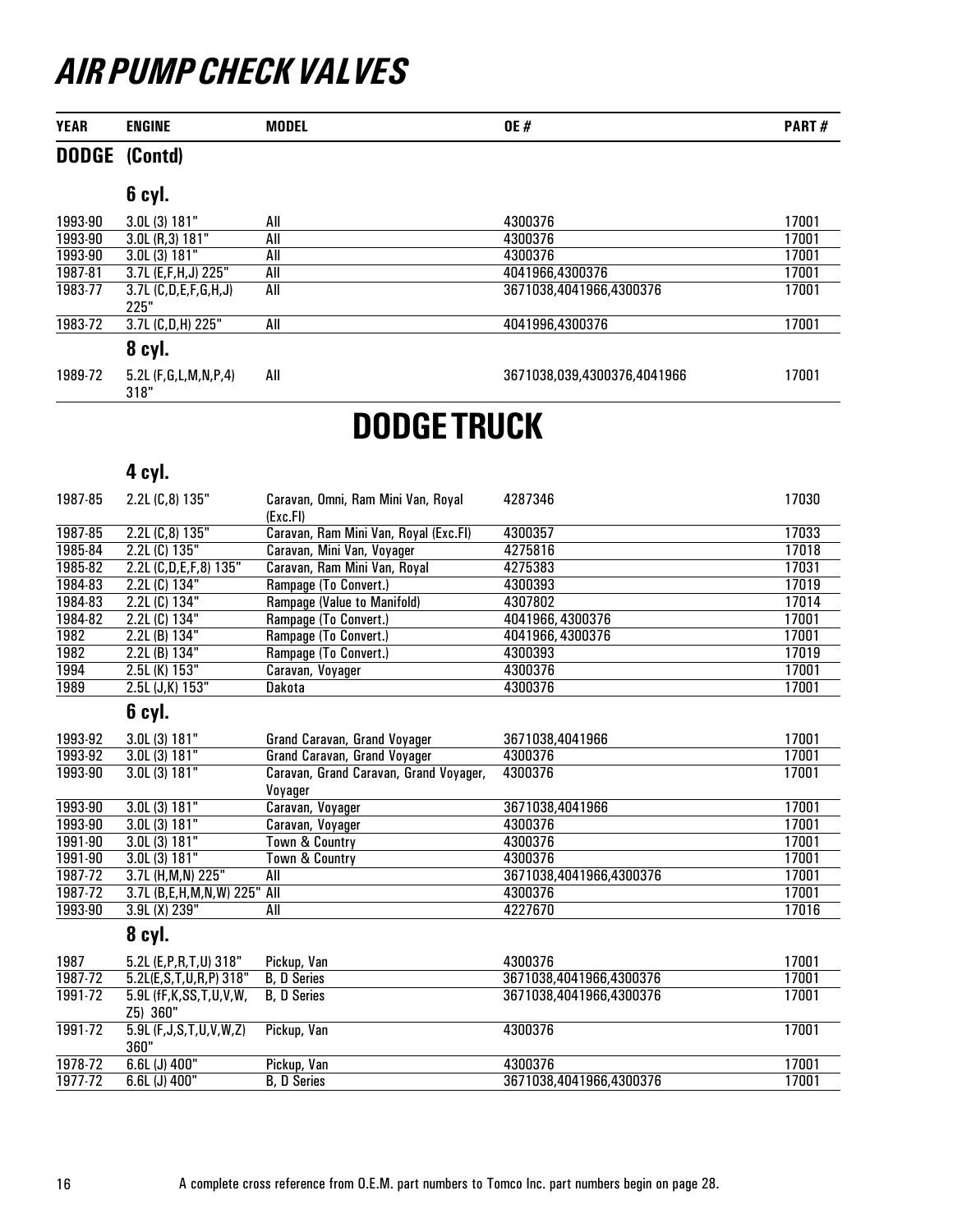# AIR PUMP CHECK VALVES

| YEAR | ENGINE | MODEL | OE # | PART # |
|---|---|---|---|---|
| **DODGE** | **(Contd)** | | | |
| | **6 cyl.** | | | |
| 1993-90 | 3.0L (3) 181" | All | 4300376 | 17001 |
| 1993-90 | 3.0L (R,3) 181" | All | 4300376 | 17001 |
| 1993-90 | 3.0L (3) 181" | All | 4300376 | 17001 |
| 1987-81 | 3.7L (E,F,H,J) 225" | All | 4041966,4300376 | 17001 |
| 1983-77 | 3.7L (C,D,E,F,G,H,J) 225" | All | 3671038,4041966,4300376 | 17001 |
| 1983-72 | 3.7L (C,D,H) 225" | All | 4041996,4300376 | 17001 |
| | **8 cyl.** | | | |
| 1989-72 | 5.2L (F,G,L,M,N,P,4) 318" | All | 3671038,039,4300376,4041966 | 17001 |

## DODGE TRUCK

| YEAR | ENGINE | MODEL | OE # | PART # |
|---|---|---|---|---|
| | **4 cyl.** | | | |
| 1987-85 | 2.2L (C,8) 135" | Caravan, Omni, Ram Mini Van, Royal (Exc.FI) | 4287346 | 17030 |
| 1987-85 | 2.2L (C,8) 135" | Caravan, Ram Mini Van, Royal (Exc.FI) | 4300357 | 17033 |
| 1985-84 | 2.2L (C) 135" | Caravan, Mini Van, Voyager | 4275816 | 17018 |
| 1985-82 | 2.2L (C,D,E,F,8) 135" | Caravan, Ram Mini Van, Royal | 4275383 | 17031 |
| 1984-83 | 2.2L (C) 134" | Rampage (To Convert.) | 4300393 | 17019 |
| 1984-83 | 2.2L (C) 134" | Rampage (Value to Manifold) | 4307802 | 17014 |
| 1984-82 | 2.2L (C) 134" | Rampage (To Convert.) | 4041966, 4300376 | 17001 |
| 1982 | 2.2L (B) 134" | Rampage (To Convert.) | 4041966, 4300376 | 17001 |
| 1982 | 2.2L (B) 134" | Rampage (To Convert.) | 4300393 | 17019 |
| 1994 | 2.5L (K) 153" | Caravan, Voyager | 4300376 | 17001 |
| 1989 | 2.5L (J,K) 153" | Dakota | 4300376 | 17001 |
| | **6 cyl.** | | | |
| 1993-92 | 3.0L (3) 181" | Grand Caravan, Grand Voyager | 3671038,4041966 | 17001 |
| 1993-92 | 3.0L (3) 181" | Grand Caravan, Grand Voyager | 4300376 | 17001 |
| 1993-90 | 3.0L (3) 181" | Caravan, Grand Caravan, Grand Voyager, Voyager | 4300376 | 17001 |
| 1993-90 | 3.0L (3) 181" | Caravan, Voyager | 3671038,4041966 | 17001 |
| 1993-90 | 3.0L (3) 181" | Caravan, Voyager | 4300376 | 17001 |
| 1991-90 | 3.0L (3) 181" | Town & Country | 4300376 | 17001 |
| 1991-90 | 3.0L (3) 181" | Town & Country | 4300376 | 17001 |
| 1987-72 | 3.7L (H,M,N) 225" | All | 3671038,4041966,4300376 | 17001 |
| 1987-72 | 3.7L (B,E,H,M,N,W) 225" | All | 4300376 | 17001 |
| 1993-90 | 3.9L (X) 239" | All | 4227670 | 17016 |
| | **8 cyl.** | | | |
| 1987 | 5.2L (E,P,R,T,U) 318" | Pickup, Van | 4300376 | 17001 |
| 1987-72 | 5.2L(E,S,T,U,R,P) 318" | B, D Series | 3671038,4041966,4300376 | 17001 |
| 1991-72 | 5.9L (fF,K,SS,T,U,V,W, Z5) 360" | B, D Series | 3671038,4041966,4300376 | 17001 |
| 1991-72 | 5.9L (F,J,S,T,U,V,W,Z) 360" | Pickup, Van | 4300376 | 17001 |
| 1978-72 | 6.6L (J) 400" | Pickup, Van | 4300376 | 17001 |
| 1977-72 | 6.6L (J) 400" | B, D Series | 3671038,4041966,4300376 | 17001 |

A complete cross reference from O.E.M. part numbers to Tomco Inc. part numbers begin on page 28.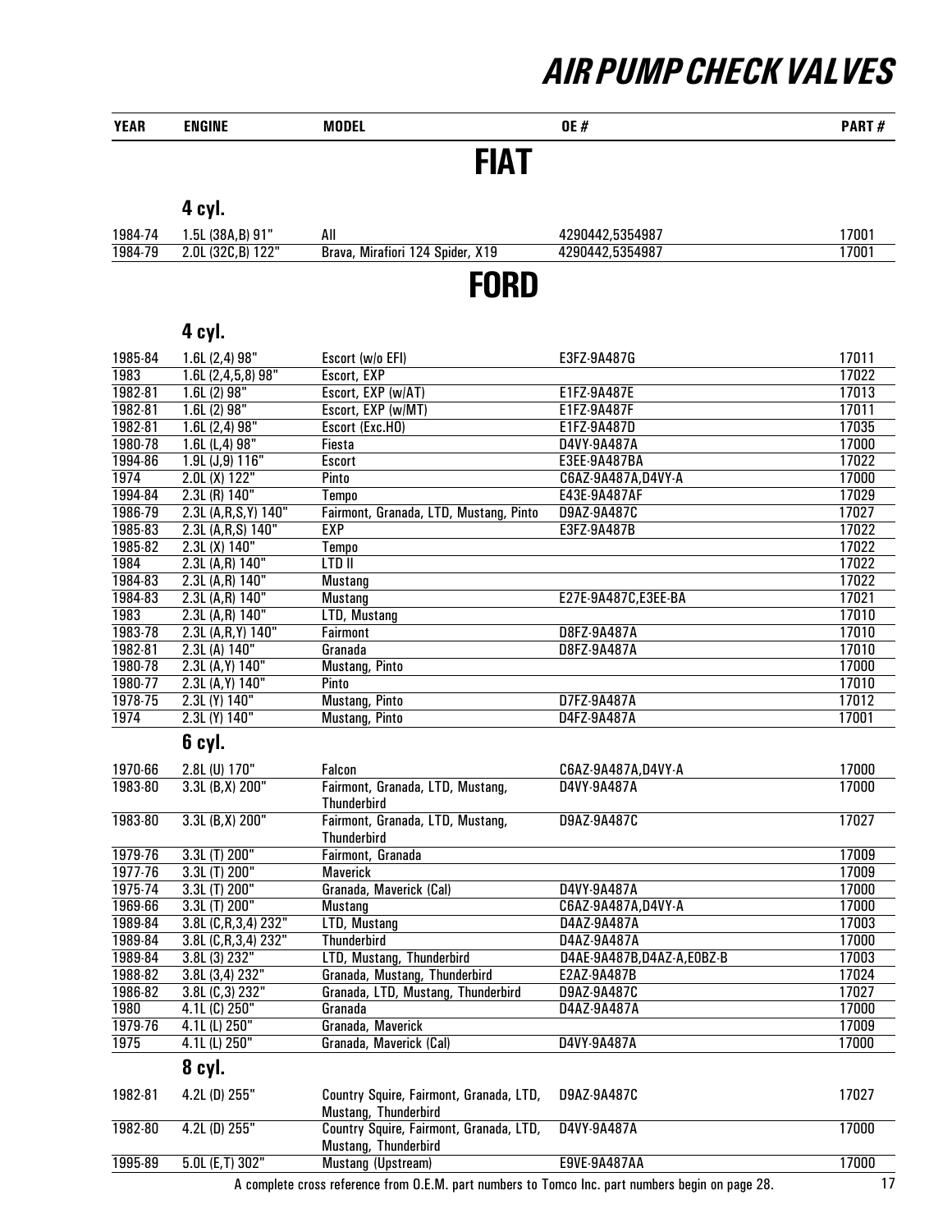# AIR PUMP CHECK VALVES

| YEAR | ENGINE | MODEL | OE # | PART # |
|---|---|---|---|---|

## FIAT

### 4 cyl.

| YEAR | ENGINE | MODEL | OE # | PART # |
|---|---|---|---|---|
| 1984-74 | 1.5L (38A,B) 91" | All | 4290442,5354987 | 17001 |
| 1984-79 | 2.0L (32C,B) 122" | Brava, Mirafiori 124 Spider, X19 | 4290442,5354987 | 17001 |

## FORD

### 4 cyl.

| YEAR | ENGINE | MODEL | OE # | PART # |
|---|---|---|---|---|
| 1985-84 | 1.6L (2,4) 98" | Escort (w/o EFI) | E3FZ-9A487G | 17011 |
| 1983 | 1.6L (2,4,5,8) 98" | Escort, EXP | | 17022 |
| 1982-81 | 1.6L (2) 98" | Escort, EXP (w/AT) | E1FZ-9A487E | 17013 |
| 1982-81 | 1.6L (2) 98" | Escort, EXP (w/MT) | E1FZ-9A487F | 17011 |
| 1982-81 | 1.6L (2,4) 98" | Escort (Exc.HO) | E1FZ-9A487D | 17035 |
| 1980-78 | 1.6L (L,4) 98" | Fiesta | D4VY-9A487A | 17000 |
| 1994-86 | 1.9L (J,9) 116" | Escort | E3EE-9A487BA | 17022 |
| 1974 | 2.0L (X) 122" | Pinto | C6AZ-9A487A,D4VY-A | 17000 |
| 1994-84 | 2.3L (R) 140" | Tempo | E43E-9A487AF | 17029 |
| 1986-79 | 2.3L (A,R,S,Y) 140" | Fairmont, Granada, LTD, Mustang, Pinto | D9AZ-9A487C | 17027 |
| 1985-83 | 2.3L (A,R,S) 140" | EXP | E3FZ-9A487B | 17022 |
| 1985-82 | 2.3L (X) 140" | Tempo | | 17022 |
| 1984 | 2.3L (A,R) 140" | LTD II | | 17022 |
| 1984-83 | 2.3L (A,R) 140" | Mustang | | 17022 |
| 1984-83 | 2.3L (A,R) 140" | Mustang | E27E-9A487C,E3EE-BA | 17021 |
| 1983 | 2.3L (A,R) 140" | LTD, Mustang | | 17010 |
| 1983-78 | 2.3L (A,R,Y) 140" | Fairmont | D8FZ-9A487A | 17010 |
| 1982-81 | 2.3L (A) 140" | Granada | D8FZ-9A487A | 17010 |
| 1980-78 | 2.3L (A,Y) 140" | Mustang, Pinto | | 17000 |
| 1980-77 | 2.3L (A,Y) 140" | Pinto | | 17010 |
| 1978-75 | 2.3L (Y) 140" | Mustang, Pinto | D7FZ-9A487A | 17012 |
| 1974 | 2.3L (Y) 140" | Mustang, Pinto | D4FZ-9A487A | 17001 |

### 6 cyl.

| YEAR | ENGINE | MODEL | OE # | PART # |
|---|---|---|---|---|
| 1970-66 | 2.8L (U) 170" | Falcon | C6AZ-9A487A,D4VY-A | 17000 |
| 1983-80 | 3.3L (B,X) 200" | Fairmont, Granada, LTD, Mustang, Thunderbird | D4VY-9A487A | 17000 |
| 1983-80 | 3.3L (B,X) 200" | Fairmont, Granada, LTD, Mustang, Thunderbird | D9AZ-9A487C | 17027 |
| 1979-76 | 3.3L (T) 200" | Fairmont, Granada | | 17009 |
| 1977-76 | 3.3L (T) 200" | Maverick | | 17009 |
| 1975-74 | 3.3L (T) 200" | Granada, Maverick (Cal) | D4VY-9A487A | 17000 |
| 1969-66 | 3.3L (T) 200" | Mustang | C6AZ-9A487A,D4VY-A | 17000 |
| 1989-84 | 3.8L (C,R,3,4) 232" | LTD, Mustang | D4AZ-9A487A | 17003 |
| 1989-84 | 3.8L (C,R,3,4) 232" | Thunderbird | D4AZ-9A487A | 17000 |
| 1989-84 | 3.8L (3) 232" | LTD, Mustang, Thunderbird | D4AE-9A487B,D4AZ-A,E0BZ-B | 17003 |
| 1988-82 | 3.8L (3,4) 232" | Granada, Mustang, Thunderbird | E2AZ-9A487B | 17024 |
| 1986-82 | 3.8L (C,3) 232" | Granada, LTD, Mustang, Thunderbird | D9AZ-9A487C | 17027 |
| 1980 | 4.1L (C) 250" | Granada | D4AZ-9A487A | 17000 |
| 1979-76 | 4.1L (L) 250" | Granada, Maverick | | 17009 |
| 1975 | 4.1L (L) 250" | Granada, Maverick (Cal) | D4VY-9A487A | 17000 |

### 8 cyl.

| YEAR | ENGINE | MODEL | OE # | PART # |
|---|---|---|---|---|
| 1982-81 | 4.2L (D) 255" | Country Squire, Fairmont, Granada, LTD, Mustang, Thunderbird | D9AZ-9A487C | 17027 |
| 1982-80 | 4.2L (D) 255" | Country Squire, Fairmont, Granada, LTD, Mustang, Thunderbird | D4VY-9A487A | 17000 |
| 1995-89 | 5.0L (E,T) 302" | Mustang (Upstream) | E9VE-9A487AA | 17000 |

A complete cross reference from O.E.M. part numbers to Tomco Inc. part numbers begin on page 28.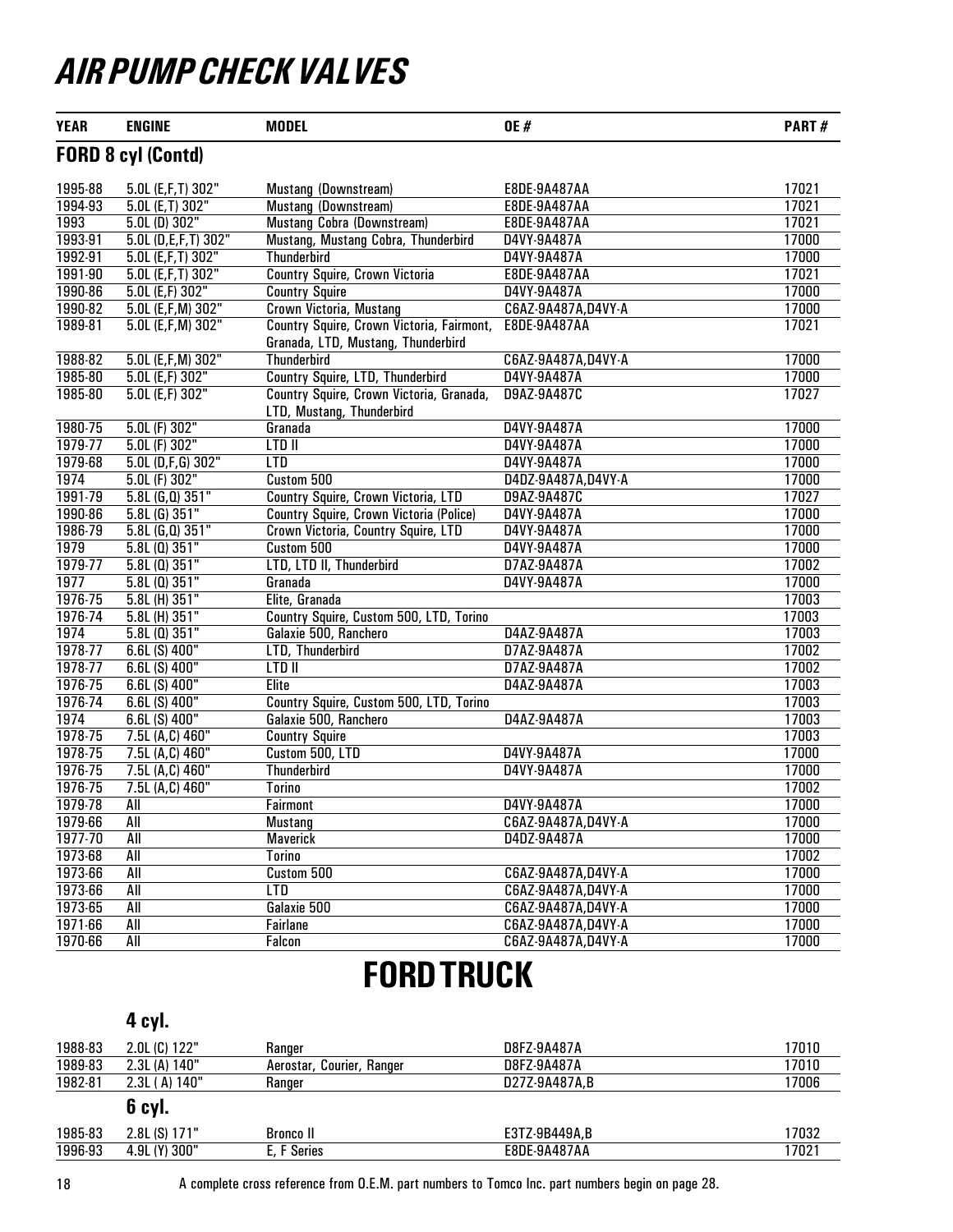# AIR PUMP CHECK VALVES

| YEAR | ENGINE | MODEL | OE # | PART # |
|---|---|---|---|---|
| **FORD 8 cyl (Contd)** | | | | |
| 1995-88 | 5.0L (E,F,T) 302" | Mustang (Downstream) | E8DE-9A487AA | 17021 |
| 1994-93 | 5.0L (E,T) 302" | Mustang (Downstream) | E8DE-9A487AA | 17021 |
| 1993 | 5.0L (D) 302" | Mustang Cobra (Downstream) | E8DE-9A487AA | 17021 |
| 1993-91 | 5.0L (D,E,F,T) 302" | Mustang, Mustang Cobra, Thunderbird | D4VY-9A487A | 17000 |
| 1992-91 | 5.0L (E,F,T) 302" | Thunderbird | D4VY-9A487A | 17000 |
| 1991-90 | 5.0L (E,F,T) 302" | Country Squire, Crown Victoria | E8DE-9A487AA | 17021 |
| 1990-86 | 5.0L (E,F) 302" | Country Squire | D4VY-9A487A | 17000 |
| 1990-82 | 5.0L (E,F,M) 302" | Crown Victoria, Mustang | C6AZ-9A487A,D4VY-A | 17000 |
| 1989-81 | 5.0L (E,F,M) 302" | Country Squire, Crown Victoria, Fairmont, Granada, LTD, Mustang, Thunderbird | E8DE-9A487AA | 17021 |
| 1988-82 | 5.0L (E,F,M) 302" | Thunderbird | C6AZ-9A487A,D4VY-A | 17000 |
| 1985-80 | 5.0L (E,F) 302" | Country Squire, LTD, Thunderbird | D4VY-9A487A | 17000 |
| 1985-80 | 5.0L (E,F) 302" | Country Squire, Crown Victoria, Granada, LTD, Mustang, Thunderbird | D9AZ-9A487C | 17027 |
| 1980-75 | 5.0L (F) 302" | Granada | D4VY-9A487A | 17000 |
| 1979-77 | 5.0L (F) 302" | LTD II | D4VY-9A487A | 17000 |
| 1979-68 | 5.0L (D,F,G) 302" | LTD | D4VY-9A487A | 17000 |
| 1974 | 5.0L (F) 302" | Custom 500 | D4DZ-9A487A,D4VY-A | 17000 |
| 1991-79 | 5.8L (G,Q) 351" | Country Squire, Crown Victoria, LTD | D9AZ-9A487C | 17027 |
| 1990-86 | 5.8L (G) 351" | Country Squire, Crown Victoria (Police) | D4VY-9A487A | 17000 |
| 1986-79 | 5.8L (G,Q) 351" | Crown Victoria, Country Squire, LTD | D4VY-9A487A | 17000 |
| 1979 | 5.8L (Q) 351" | Custom 500 | D4VY-9A487A | 17000 |
| 1979-77 | 5.8L (Q) 351" | LTD, LTD II, Thunderbird | D7AZ-9A487A | 17002 |
| 1977 | 5.8L (Q) 351" | Granada | D4VY-9A487A | 17000 |
| 1976-75 | 5.8L (H) 351" | Elite, Granada | | 17003 |
| 1976-74 | 5.8L (H) 351" | Country Squire, Custom 500, LTD, Torino | | 17003 |
| 1974 | 5.8L (Q) 351" | Galaxie 500, Ranchero | D4AZ-9A487A | 17003 |
| 1978-77 | 6.6L (S) 400" | LTD, Thunderbird | D7AZ-9A487A | 17002 |
| 1978-77 | 6.6L (S) 400" | LTD II | D7AZ-9A487A | 17002 |
| 1976-75 | 6.6L (S) 400" | Elite | D4AZ-9A487A | 17003 |
| 1976-74 | 6.6L (S) 400" | Country Squire, Custom 500, LTD, Torino | | 17003 |
| 1974 | 6.6L (S) 400" | Galaxie 500, Ranchero | D4AZ-9A487A | 17003 |
| 1978-75 | 7.5L (A,C) 460" | Country Squire | | 17003 |
| 1978-75 | 7.5L (A,C) 460" | Custom 500, LTD | D4VY-9A487A | 17000 |
| 1976-75 | 7.5L (A,C) 460" | Thunderbird | D4VY-9A487A | 17000 |
| 1976-75 | 7.5L (A,C) 460" | Torino | | 17002 |
| 1979-78 | All | Fairmont | D4VY-9A487A | 17000 |
| 1979-66 | All | Mustang | C6AZ-9A487A,D4VY-A | 17000 |
| 1977-70 | All | Maverick | D4DZ-9A487A | 17000 |
| 1973-68 | All | Torino | | 17002 |
| 1973-66 | All | Custom 500 | C6AZ-9A487A,D4VY-A | 17000 |
| 1973-66 | All | LTD | C6AZ-9A487A,D4VY-A | 17000 |
| 1973-65 | All | Galaxie 500 | C6AZ-9A487A,D4VY-A | 17000 |
| 1971-66 | All | Fairlane | C6AZ-9A487A,D4VY-A | 17000 |
| 1970-66 | All | Falcon | C6AZ-9A487A,D4VY-A | 17000 |

# FORD TRUCK

| YEAR | ENGINE | MODEL | OE # | PART # |
|---|---|---|---|---|
| | **4 cyl.** | | | |
| 1988-83 | 2.0L (C) 122" | Ranger | D8FZ-9A487A | 17010 |
| 1989-83 | 2.3L (A) 140" | Aerostar, Courier, Ranger | D8FZ-9A487A | 17010 |
| 1982-81 | 2.3L ( A) 140" | Ranger | D27Z-9A487A,B | 17006 |
| | **6 cyl.** | | | |
| 1985-83 | 2.8L (S) 171" | Bronco II | E3TZ-9B449A,B | 17032 |
| 1996-93 | 4.9L (Y) 300" | E, F Series | E8DE-9A487AA | 17021 |

A complete cross reference from O.E.M. part numbers to Tomco Inc. part numbers begin on page 28.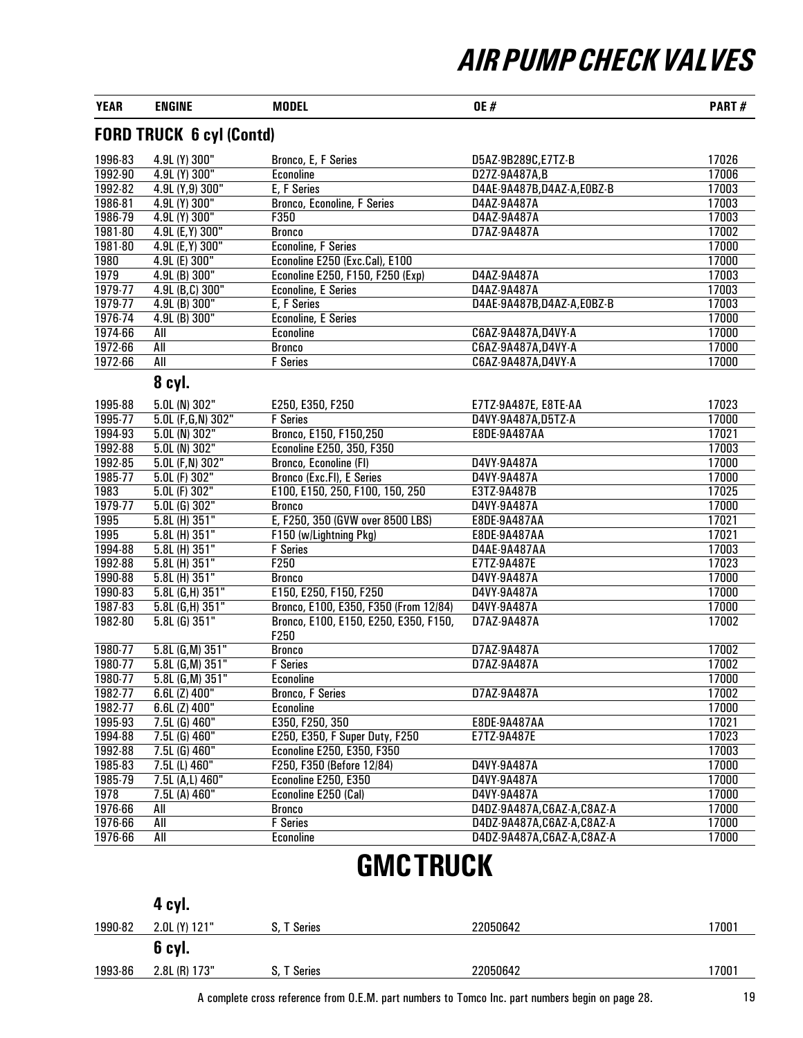# AIR PUMP CHECK VALVES

| YEAR | ENGINE | MODEL | OE # | PART # |
|---|---|---|---|---|

## FORD TRUCK 6 cyl (Contd)

| YEAR | ENGINE | MODEL | OE # | PART # |
|---|---|---|---|---|
| 1996-83 | 4.9L (Y) 300" | Bronco, E, F Series | D5AZ-9B289C,E7TZ-B | 17026 |
| 1992-90 | 4.9L (Y) 300" | Econoline | D27Z-9A487A,B | 17006 |
| 1992-82 | 4.9L (Y,9) 300" | E, F Series | D4AE-9A487B,D4AZ-A,E0BZ-B | 17003 |
| 1986-81 | 4.9L (Y) 300" | Bronco, Econoline, F Series | D4AZ-9A487A | 17003 |
| 1986-79 | 4.9L (Y) 300" | F350 | D4AZ-9A487A | 17003 |
| 1981-80 | 4.9L (E,Y) 300" | Bronco | D7AZ-9A487A | 17002 |
| 1981-80 | 4.9L (E,Y) 300" | Econoline, F Series | | 17000 |
| 1980 | 4.9L (E) 300" | Econoline E250 (Exc.Cal), E100 | | 17000 |
| 1979 | 4.9L (B) 300" | Econoline E250, F150, F250 (Exp) | D4AZ-9A487A | 17003 |
| 1979-77 | 4.9L (B,C) 300" | Econoline, E Series | D4AZ-9A487A | 17003 |
| 1979-77 | 4.9L (B) 300" | E, F Series | D4AE-9A487B,D4AZ-A,E0BZ-B | 17003 |
| 1976-74 | 4.9L (B) 300" | Econoline, E Series | | 17000 |
| 1974-66 | All | Econoline | C6AZ-9A487A,D4VY-A | 17000 |
| 1972-66 | All | Bronco | C6AZ-9A487A,D4VY-A | 17000 |
| 1972-66 | All | F Series | C6AZ-9A487A,D4VY-A | 17000 |

## 8 cyl.

| YEAR | ENGINE | MODEL | OE # | PART # |
|---|---|---|---|---|
| 1995-88 | 5.0L (N) 302" | E250, E350, F250 | E7TZ-9A487E, E8TE-AA | 17023 |
| 1995-77 | 5.0L (F,G,N) 302" | F Series | D4VY-9A487A,D5TZ-A | 17000 |
| 1994-93 | 5.0L (N) 302" | Bronco, E150, F150,250 | E8DE-9A487AA | 17021 |
| 1992-88 | 5.0L (N) 302" | Econoline E250, 350, F350 | | 17003 |
| 1992-85 | 5.0L (F,N) 302" | Bronco, Econoline (FI) | D4VY-9A487A | 17000 |
| 1985-77 | 5.0L (F) 302" | Bronco (Exc.FI), E Series | D4VY-9A487A | 17000 |
| 1983 | 5.0L (F) 302" | E100, E150, 250, F100, 150, 250 | E3TZ-9A487B | 17025 |
| 1979-77 | 5.0L (G) 302" | Bronco | D4VY-9A487A | 17000 |
| 1995 | 5.8L (H) 351" | E, F250, 350 (GVW over 8500 LBS) | E8DE-9A487AA | 17021 |
| 1995 | 5.8L (H) 351" | F150 (w/Lightning Pkg) | E8DE-9A487AA | 17021 |
| 1994-88 | 5.8L (H) 351" | F Series | D4AE-9A487AA | 17003 |
| 1992-88 | 5.8L (H) 351" | F250 | E7TZ-9A487E | 17023 |
| 1990-88 | 5.8L (H) 351" | Bronco | D4VY-9A487A | 17000 |
| 1990-83 | 5.8L (G,H) 351" | E150, E250, F150, F250 | D4VY-9A487A | 17000 |
| 1987-83 | 5.8L (G,H) 351" | Bronco, E100, E350, F350 (From 12/84) | D4VY-9A487A | 17000 |
| 1982-80 | 5.8L (G) 351" | Bronco, E100, E150, E250, E350, F150, F250 | D7AZ-9A487A | 17002 |
| 1980-77 | 5.8L (G,M) 351" | Bronco | D7AZ-9A487A | 17002 |
| 1980-77 | 5.8L (G,M) 351" | F Series | D7AZ-9A487A | 17002 |
| 1980-77 | 5.8L (G,M) 351" | Econoline | | 17000 |
| 1982-77 | 6.6L (Z) 400" | Bronco, F Series | D7AZ-9A487A | 17002 |
| 1982-77 | 6.6L (Z) 400" | Econoline | | 17000 |
| 1995-93 | 7.5L (G) 460" | E350, F250, 350 | E8DE-9A487AA | 17021 |
| 1994-88 | 7.5L (G) 460" | E250, E350, F Super Duty, F250 | E7TZ-9A487E | 17023 |
| 1992-88 | 7.5L (G) 460" | Econoline E250, E350, F350 | | 17003 |
| 1985-83 | 7.5L (L) 460" | F250, F350 (Before 12/84) | D4VY-9A487A | 17000 |
| 1985-79 | 7.5L (A,L) 460" | Econoline E250, E350 | D4VY-9A487A | 17000 |
| 1978 | 7.5L (A) 460" | Econoline E250 (Cal) | D4VY-9A487A | 17000 |
| 1976-66 | All | Bronco | D4DZ-9A487A,C6AZ-A,C8AZ-A | 17000 |
| 1976-66 | All | F Series | D4DZ-9A487A,C6AZ-A,C8AZ-A | 17000 |
| 1976-66 | All | Econoline | D4DZ-9A487A,C6AZ-A,C8AZ-A | 17000 |

# GMC TRUCK

## 4 cyl.

| YEAR | ENGINE | MODEL | OE # | PART # |
|---|---|---|---|---|
| 1990-82 | 2.0L (Y) 121" | S, T Series | 22050642 | 17001 |

## 6 cyl.

| YEAR | ENGINE | MODEL | OE # | PART # |
|---|---|---|---|---|
| 1993-86 | 2.8L (R) 173" | S, T Series | 22050642 | 17001 |

A complete cross reference from O.E.M. part numbers to Tomco Inc. part numbers begin on page 28.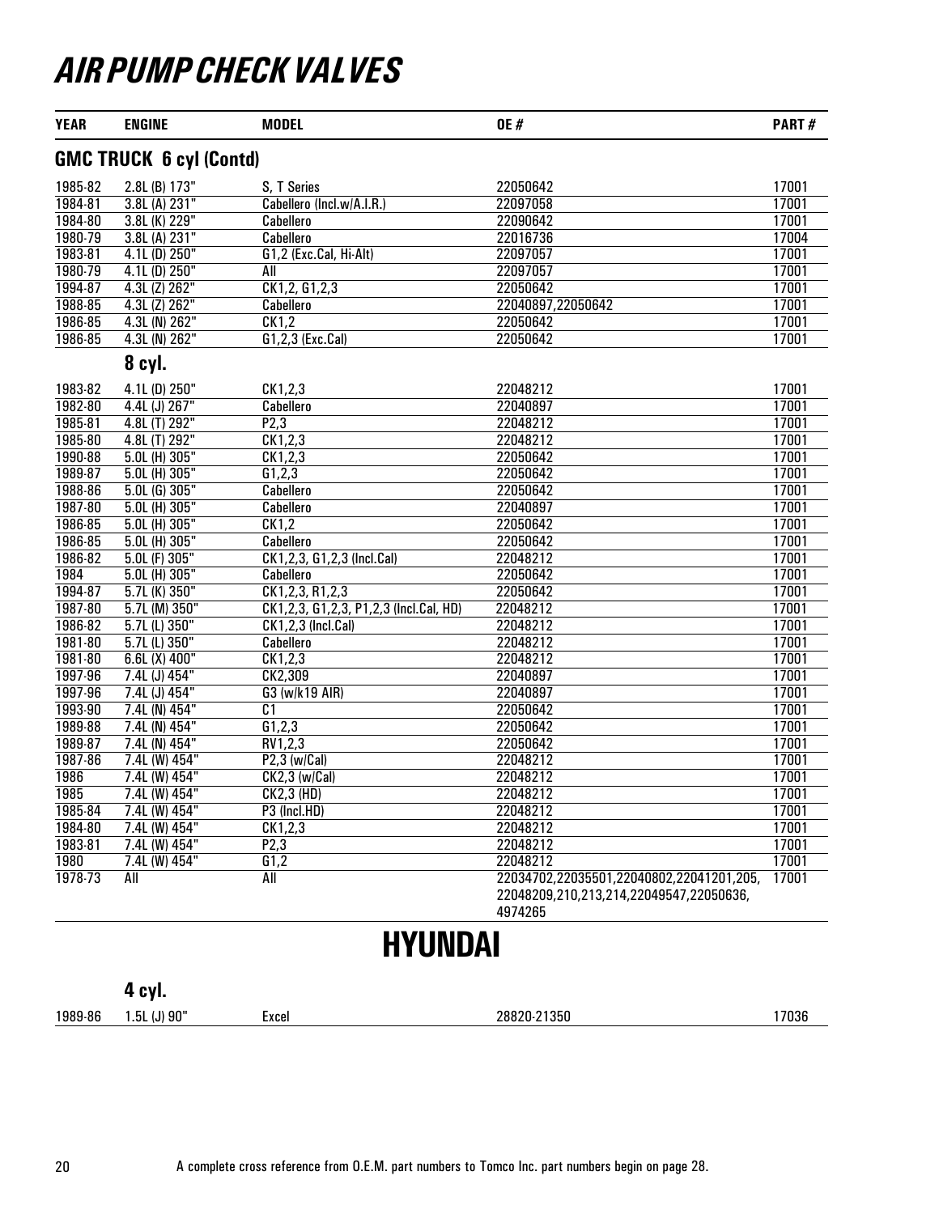# AIR PUMP CHECK VALVES

| YEAR | ENGINE | MODEL | OE # | PART # |
|---|---|---|---|---|
| **GMC TRUCK 6 cyl (Contd)** | | | | |
| 1985-82 | 2.8L (B) 173" | S, T Series | 22050642 | 17001 |
| 1984-81 | 3.8L (A) 231" | Cabellero (Incl.w/A.I.R.) | 22097058 | 17001 |
| 1984-80 | 3.8L (K) 229" | Cabellero | 22090642 | 17001 |
| 1980-79 | 3.8L (A) 231" | Cabellero | 22016736 | 17004 |
| 1983-81 | 4.1L (D) 250" | G1,2 (Exc.Cal, Hi-Alt) | 22097057 | 17001 |
| 1980-79 | 4.1L (D) 250" | All | 22097057 | 17001 |
| 1994-87 | 4.3L (Z) 262" | CK1,2, G1,2,3 | 22050642 | 17001 |
| 1988-85 | 4.3L (Z) 262" | Cabellero | 22040897,22050642 | 17001 |
| 1986-85 | 4.3L (N) 262" | CK1,2 | 22050642 | 17001 |
| 1986-85 | 4.3L (N) 262" | G1,2,3 (Exc.Cal) | 22050642 | 17001 |
| | **8 cyl.** | | | |
| 1983-82 | 4.1L (D) 250" | CK1,2,3 | 22048212 | 17001 |
| 1982-80 | 4.4L (J) 267" | Cabellero | 22040897 | 17001 |
| 1985-81 | 4.8L (T) 292" | P2,3 | 22048212 | 17001 |
| 1985-80 | 4.8L (T) 292" | CK1,2,3 | 22048212 | 17001 |
| 1990-88 | 5.0L (H) 305" | CK1,2,3 | 22050642 | 17001 |
| 1989-87 | 5.0L (H) 305" | G1,2,3 | 22050642 | 17001 |
| 1988-86 | 5.0L (G) 305" | Cabellero | 22050642 | 17001 |
| 1987-80 | 5.0L (H) 305" | Cabellero | 22040897 | 17001 |
| 1986-85 | 5.0L (H) 305" | CK1,2 | 22050642 | 17001 |
| 1986-85 | 5.0L (H) 305" | Cabellero | 22050642 | 17001 |
| 1986-82 | 5.0L (F) 305" | CK1,2,3, G1,2,3 (Incl.Cal) | 22048212 | 17001 |
| 1984 | 5.0L (H) 305" | Cabellero | 22050642 | 17001 |
| 1994-87 | 5.7L (K) 350" | CK1,2,3, R1,2,3 | 22050642 | 17001 |
| 1987-80 | 5.7L (M) 350" | CK1,2,3, G1,2,3, P1,2,3 (Incl.Cal, HD) | 22048212 | 17001 |
| 1986-82 | 5.7L (L) 350" | CK1,2,3 (Incl.Cal) | 22048212 | 17001 |
| 1981-80 | 5.7L (L) 350" | Cabellero | 22048212 | 17001 |
| 1981-80 | 6.6L (X) 400" | CK1,2,3 | 22048212 | 17001 |
| 1997-96 | 7.4L (J) 454" | CK2,309 | 22040897 | 17001 |
| 1997-96 | 7.4L (J) 454" | G3 (w/k19 AIR) | 22040897 | 17001 |
| 1993-90 | 7.4L (N) 454" | C1 | 22050642 | 17001 |
| 1989-88 | 7.4L (N) 454" | G1,2,3 | 22050642 | 17001 |
| 1989-87 | 7.4L (N) 454" | RV1,2,3 | 22050642 | 17001 |
| 1987-86 | 7.4L (W) 454" | P2,3 (w/Cal) | 22048212 | 17001 |
| 1986 | 7.4L (W) 454" | CK2,3 (w/Cal) | 22048212 | 17001 |
| 1985 | 7.4L (W) 454" | CK2,3 (HD) | 22048212 | 17001 |
| 1985-84 | 7.4L (W) 454" | P3 (Incl.HD) | 22048212 | 17001 |
| 1984-80 | 7.4L (W) 454" | CK1,2,3 | 22048212 | 17001 |
| 1983-81 | 7.4L (W) 454" | P2,3 | 22048212 | 17001 |
| 1980 | 7.4L (W) 454" | G1,2 | 22048212 | 17001 |
| 1978-73 | All | All | 22034702,22035501,22040802,22041201,205, 22048209,210,213,214,22049547,22050636, 4974265 | 17001 |

# HYUNDAI

| YEAR | ENGINE | MODEL | OE # | PART # |
|---|---|---|---|---|
| | **4 cyl.** | | | |
| 1989-86 | 1.5L (J) 90" | Excel | 28820-21350 | 17036 |

A complete cross reference from O.E.M. part numbers to Tomco Inc. part numbers begin on page 28.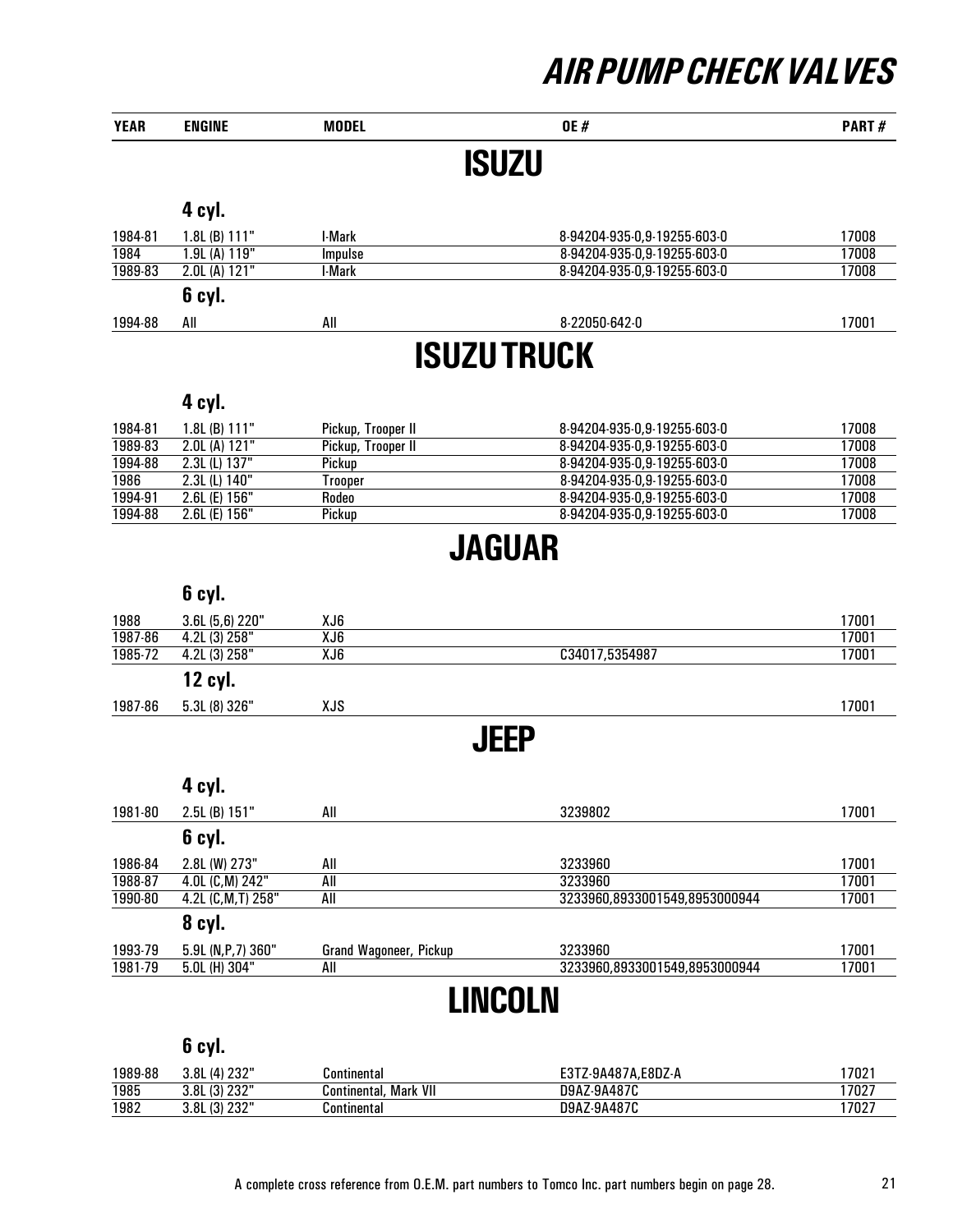# AIR PUMP CHECK VALVES

| YEAR | ENGINE | MODEL | OE # | PART # |
|---|---|---|---|---|

## ISUZU

| YEAR | ENGINE | MODEL | OE # | PART # |
|---|---|---|---|---|
| | **4 cyl.** | | | |
| 1984-81 | 1.8L (B) 111" | I-Mark | 8-94204-935-0,9-19255-603-0 | 17008 |
| 1984 | 1.9L (A) 119" | Impulse | 8-94204-935-0,9-19255-603-0 | 17008 |
| 1989-83 | 2.0L (A) 121" | I-Mark | 8-94204-935-0,9-19255-603-0 | 17008 |
| | **6 cyl.** | | | |
| 1994-88 | All | All | 8-22050-642-0 | 17001 |

## ISUZU TRUCK

| YEAR | ENGINE | MODEL | OE # | PART # |
|---|---|---|---|---|
| | **4 cyl.** | | | |
| 1984-81 | 1.8L (B) 111" | Pickup, Trooper II | 8-94204-935-0,9-19255-603-0 | 17008 |
| 1989-83 | 2.0L (A) 121" | Pickup, Trooper II | 8-94204-935-0,9-19255-603-0 | 17008 |
| 1994-88 | 2.3L (L) 137" | Pickup | 8-94204-935-0,9-19255-603-0 | 17008 |
| 1986 | 2.3L (L) 140" | Trooper | 8-94204-935-0,9-19255-603-0 | 17008 |
| 1994-91 | 2.6L (E) 156" | Rodeo | 8-94204-935-0,9-19255-603-0 | 17008 |
| 1994-88 | 2.6L (E) 156" | Pickup | 8-94204-935-0,9-19255-603-0 | 17008 |

## JAGUAR

| YEAR | ENGINE | MODEL | OE # | PART # |
|---|---|---|---|---|
| | **6 cyl.** | | | |
| 1988 | 3.6L (5,6) 220" | XJ6 | | 17001 |
| 1987-86 | 4.2L (3) 258" | XJ6 | | 17001 |
| 1985-72 | 4.2L (3) 258" | XJ6 | C34017,5354987 | 17001 |
| | **12 cyl.** | | | |
| 1987-86 | 5.3L (8) 326" | XJS | | 17001 |

## JEEP

| YEAR | ENGINE | MODEL | OE # | PART # |
|---|---|---|---|---|
| | **4 cyl.** | | | |
| 1981-80 | 2.5L (B) 151" | All | 3239802 | 17001 |
| | **6 cyl.** | | | |
| 1986-84 | 2.8L (W) 273" | All | 3233960 | 17001 |
| 1988-87 | 4.0L (C,M) 242" | All | 3233960 | 17001 |
| 1990-80 | 4.2L (C,M,T) 258" | All | 3233960,8933001549,8953000944 | 17001 |
| | **8 cyl.** | | | |
| 1993-79 | 5.9L (N,P,7) 360" | Grand Wagoneer, Pickup | 3233960 | 17001 |
| 1981-79 | 5.0L (H) 304" | All | 3233960,8933001549,8953000944 | 17001 |

## LINCOLN

| YEAR | ENGINE | MODEL | OE # | PART # |
|---|---|---|---|---|
| | **6 cyl.** | | | |
| 1989-88 | 3.8L (4) 232" | Continental | E3TZ-9A487A,E8DZ-A | 17021 |
| 1985 | 3.8L (3) 232" | Continental, Mark VII | D9AZ-9A487C | 17027 |
| 1982 | 3.8L (3) 232" | Continental | D9AZ-9A487C | 17027 |

A complete cross reference from O.E.M. part numbers to Tomco Inc. part numbers begin on page 28.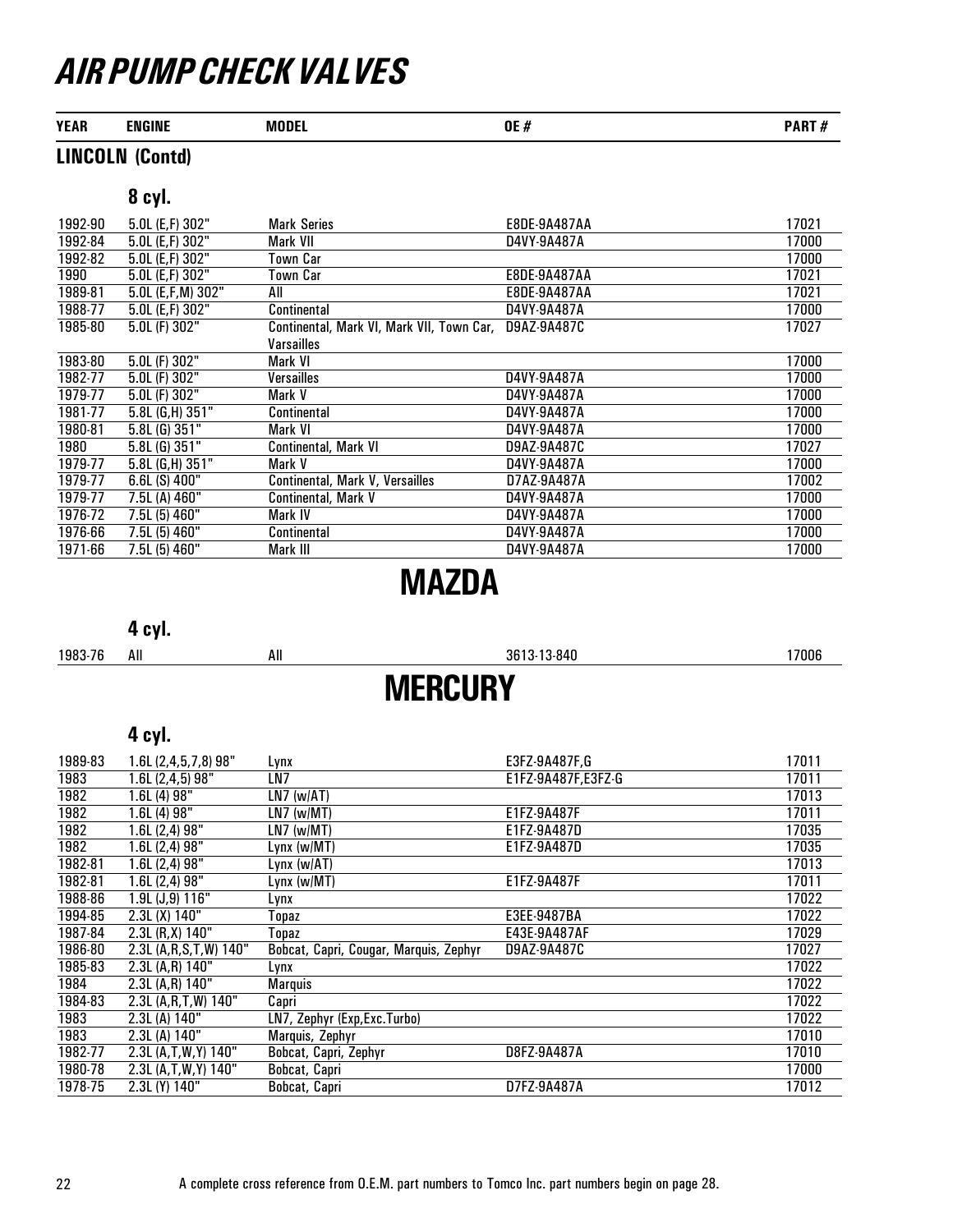# AIR PUMP CHECK VALVES

| YEAR | ENGINE | MODEL | OE # | PART # |
|---|---|---|---|---|

## LINCOLN (Contd)

### 8 cyl.

| YEAR | ENGINE | MODEL | OE # | PART # |
|---|---|---|---|---|
| 1992-90 | 5.0L (E,F) 302" | Mark Series | E8DE-9A487AA | 17021 |
| 1992-84 | 5.0L (E,F) 302" | Mark VII | D4VY-9A487A | 17000 |
| 1992-82 | 5.0L (E,F) 302" | Town Car | | 17000 |
| 1990 | 5.0L (E,F) 302" | Town Car | E8DE-9A487AA | 17021 |
| 1989-81 | 5.0L (E,F,M) 302" | All | E8DE-9A487AA | 17021 |
| 1988-77 | 5.0L (E,F) 302" | Continental | D4VY-9A487A | 17000 |
| 1985-80 | 5.0L (F) 302" | Continental, Mark VI, Mark VII, Town Car, Varsailles | D9AZ-9A487C | 17027 |
| 1983-80 | 5.0L (F) 302" | Mark VI | | 17000 |
| 1982-77 | 5.0L (F) 302" | Versailles | D4VY-9A487A | 17000 |
| 1979-77 | 5.0L (F) 302" | Mark V | D4VY-9A487A | 17000 |
| 1981-77 | 5.8L (G,H) 351" | Continental | D4VY-9A487A | 17000 |
| 1980-81 | 5.8L (G) 351" | Mark VI | D4VY-9A487A | 17000 |
| 1980 | 5.8L (G) 351" | Continental, Mark VI | D9AZ-9A487C | 17027 |
| 1979-77 | 5.8L (G,H) 351" | Mark V | D4VY-9A487A | 17000 |
| 1979-77 | 6.6L (S) 400" | Continental, Mark V, Versailles | D7AZ-9A487A | 17002 |
| 1979-77 | 7.5L (A) 460" | Continental, Mark V | D4VY-9A487A | 17000 |
| 1976-72 | 7.5L (5) 460" | Mark IV | D4VY-9A487A | 17000 |
| 1976-66 | 7.5L (5) 460" | Continental | D4VY-9A487A | 17000 |
| 1971-66 | 7.5L (5) 460" | Mark III | D4VY-9A487A | 17000 |

## MAZDA

### 4 cyl.

| YEAR | ENGINE | MODEL | OE # | PART # |
|---|---|---|---|---|
| 1983-76 | All | All | 3613-13-840 | 17006 |

## MERCURY

### 4 cyl.

| YEAR | ENGINE | MODEL | OE # | PART # |
|---|---|---|---|---|
| 1989-83 | 1.6L (2,4,5,7,8) 98" | Lynx | E3FZ-9A487F,G | 17011 |
| 1983 | 1.6L (2,4,5) 98" | LN7 | E1FZ-9A487F,E3FZ-G | 17011 |
| 1982 | 1.6L (4) 98" | LN7 (w/AT) | | 17013 |
| 1982 | 1.6L (4) 98" | LN7 (w/MT) | E1FZ-9A487F | 17011 |
| 1982 | 1.6L (2,4) 98" | LN7 (w/MT) | E1FZ-9A487D | 17035 |
| 1982 | 1.6L (2,4) 98" | Lynx (w/MT) | E1FZ-9A487D | 17035 |
| 1982-81 | 1.6L (2,4) 98" | Lynx (w/AT) | | 17013 |
| 1982-81 | 1.6L (2,4) 98" | Lynx (w/MT) | E1FZ-9A487F | 17011 |
| 1988-86 | 1.9L (J,9) 116" | Lynx | | 17022 |
| 1994-85 | 2.3L (X) 140" | Topaz | E3EE-9487BA | 17022 |
| 1987-84 | 2.3L (R,X) 140" | Topaz | E43E-9A487AF | 17029 |
| 1986-80 | 2.3L (A,R,S,T,W) 140" | Bobcat, Capri, Cougar, Marquis, Zephyr | D9AZ-9A487C | 17027 |
| 1985-83 | 2.3L (A,R) 140" | Lynx | | 17022 |
| 1984 | 2.3L (A,R) 140" | Marquis | | 17022 |
| 1984-83 | 2.3L (A,R,T,W) 140" | Capri | | 17022 |
| 1983 | 2.3L (A) 140" | LN7, Zephyr (Exp,Exc.Turbo) | | 17022 |
| 1983 | 2.3L (A) 140" | Marquis, Zephyr | | 17010 |
| 1982-77 | 2.3L (A,T,W,Y) 140" | Bobcat, Capri, Zephyr | D8FZ-9A487A | 17010 |
| 1980-78 | 2.3L (A,T,W,Y) 140" | Bobcat, Capri | | 17000 |
| 1978-75 | 2.3L (Y) 140" | Bobcat, Capri | D7FZ-9A487A | 17012 |

A complete cross reference from O.E.M. part numbers to Tomco Inc. part numbers begin on page 28.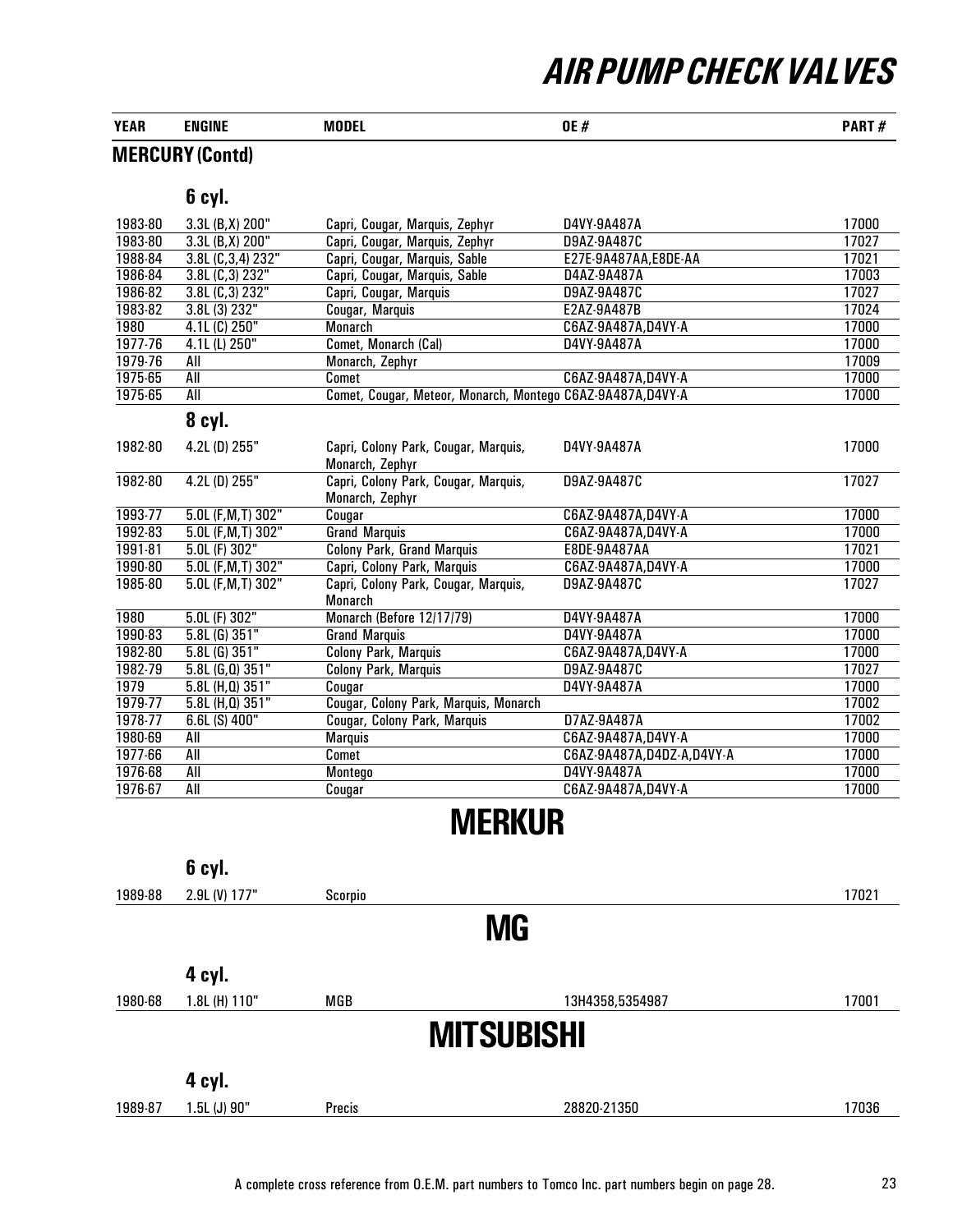# AIR PUMP CHECK VALVES

## MERCURY (Contd)

### 6 cyl.

| YEAR | ENGINE | MODEL | OE # | PART # |
|---|---|---|---|---|
| 1983-80 | 3.3L (B,X) 200" | Capri, Cougar, Marquis, Zephyr | D4VY-9A487A | 17000 |
| 1983-80 | 3.3L (B,X) 200" | Capri, Cougar, Marquis, Zephyr | D9AZ-9A487C | 17027 |
| 1988-84 | 3.8L (C,3,4) 232" | Capri, Cougar, Marquis, Sable | E27E-9A487AA,E8DE-AA | 17021 |
| 1986-84 | 3.8L (C,3) 232" | Capri, Cougar, Marquis, Sable | D4AZ-9A487A | 17003 |
| 1986-82 | 3.8L (C,3) 232" | Capri, Cougar, Marquis | D9AZ-9A487C | 17027 |
| 1983-82 | 3.8L (3) 232" | Cougar, Marquis | E2AZ-9A487B | 17024 |
| 1980 | 4.1L (C) 250" | Monarch | C6AZ-9A487A,D4VY-A | 17000 |
| 1977-76 | 4.1L (L) 250" | Comet, Monarch (Cal) | D4VY-9A487A | 17000 |
| 1979-76 | All | Monarch, Zephyr | | 17009 |
| 1975-65 | All | Comet | C6AZ-9A487A,D4VY-A | 17000 |
| 1975-65 | All | Comet, Cougar, Meteor, Monarch, Montego | C6AZ-9A487A,D4VY-A | 17000 |

### 8 cyl.

| YEAR | ENGINE | MODEL | OE # | PART # |
|---|---|---|---|---|
| 1982-80 | 4.2L (D) 255" | Capri, Colony Park, Cougar, Marquis, Monarch, Zephyr | D4VY-9A487A | 17000 |
| 1982-80 | 4.2L (D) 255" | Capri, Colony Park, Cougar, Marquis, Monarch, Zephyr | D9AZ-9A487C | 17027 |
| 1993-77 | 5.0L (F,M,T) 302" | Cougar | C6AZ-9A487A,D4VY-A | 17000 |
| 1992-83 | 5.0L (F,M,T) 302" | Grand Marquis | C6AZ-9A487A,D4VY-A | 17000 |
| 1991-81 | 5.0L (F) 302" | Colony Park, Grand Marquis | E8DE-9A487AA | 17021 |
| 1990-80 | 5.0L (F,M,T) 302" | Capri, Colony Park, Marquis | C6AZ-9A487A,D4VY-A | 17000 |
| 1985-80 | 5.0L (F,M,T) 302" | Capri, Colony Park, Cougar, Marquis, Monarch | D9AZ-9A487C | 17027 |
| 1980 | 5.0L (F) 302" | Monarch (Before 12/17/79) | D4VY-9A487A | 17000 |
| 1990-83 | 5.8L (G) 351" | Grand Marquis | D4VY-9A487A | 17000 |
| 1982-80 | 5.8L (G) 351" | Colony Park, Marquis | C6AZ-9A487A,D4VY-A | 17000 |
| 1982-79 | 5.8L (G,Q) 351" | Colony Park, Marquis | D9AZ-9A487C | 17027 |
| 1979 | 5.8L (H,Q) 351" | Cougar | D4VY-9A487A | 17000 |
| 1979-77 | 5.8L (H,Q) 351" | Cougar, Colony Park, Marquis, Monarch | | 17002 |
| 1978-77 | 6.6L (S) 400" | Cougar, Colony Park, Marquis | D7AZ-9A487A | 17002 |
| 1980-69 | All | Marquis | C6AZ-9A487A,D4VY-A | 17000 |
| 1977-66 | All | Comet | C6AZ-9A487A,D4DZ-A,D4VY-A | 17000 |
| 1976-68 | All | Montego | D4VY-9A487A | 17000 |
| 1976-67 | All | Cougar | C6AZ-9A487A,D4VY-A | 17000 |

## MERKUR

### 6 cyl.

| YEAR | ENGINE | MODEL | OE # | PART # |
|---|---|---|---|---|
| 1989-88 | 2.9L (V) 177" | Scorpio | | 17021 |

## MG

### 4 cyl.

| YEAR | ENGINE | MODEL | OE # | PART # |
|---|---|---|---|---|
| 1980-68 | 1.8L (H) 110" | MGB | 13H4358,5354987 | 17001 |

## MITSUBISHI

### 4 cyl.

| YEAR | ENGINE | MODEL | OE # | PART # |
|---|---|---|---|---|
| 1989-87 | 1.5L (J) 90" | Precis | 28820-21350 | 17036 |

A complete cross reference from O.E.M. part numbers to Tomco Inc. part numbers begin on page 28.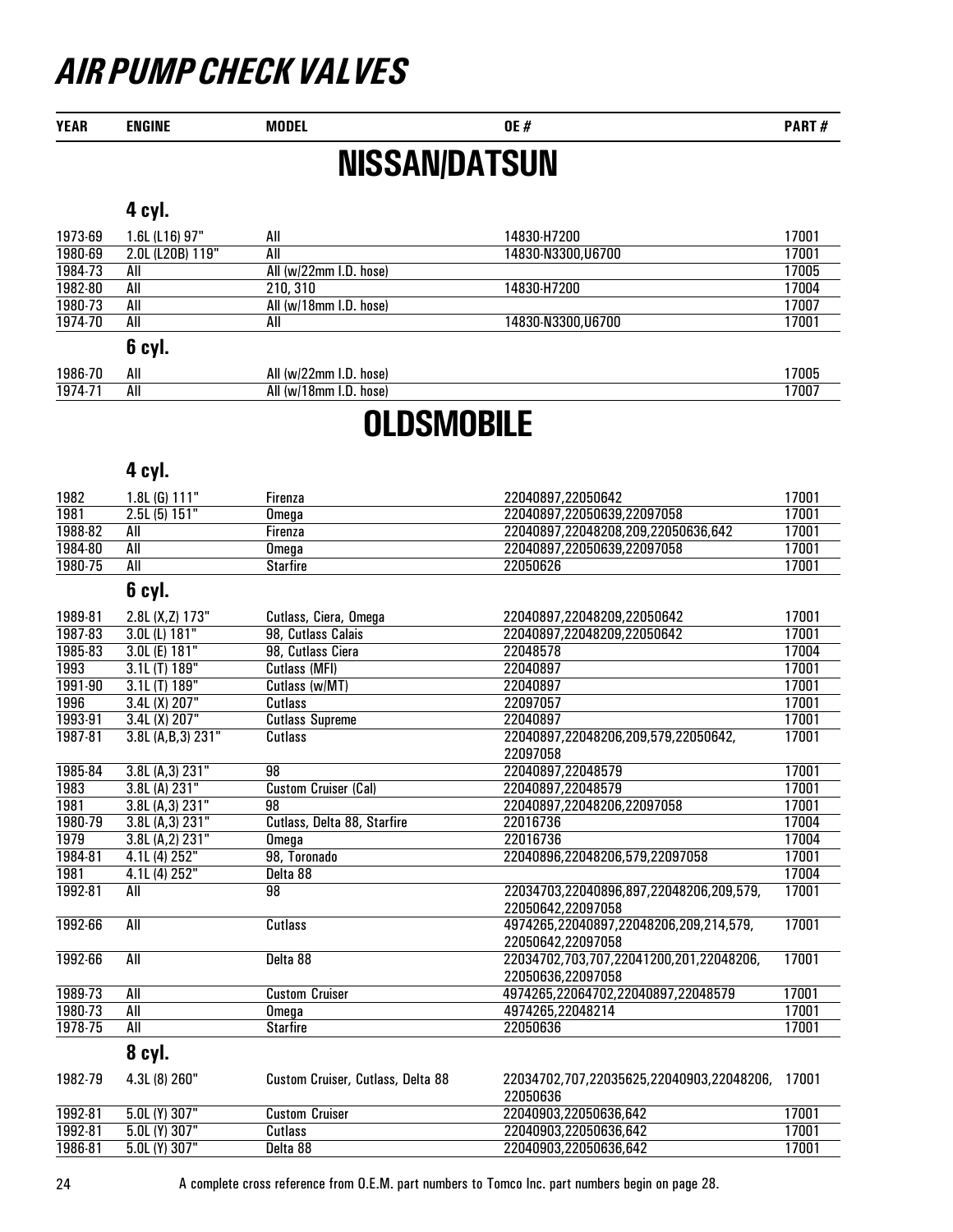# AIR PUMP CHECK VALVES

## NISSAN/DATSUN

### 4 cyl.

| YEAR | ENGINE | MODEL | OE # | PART # |
|---|---|---|---|---|
| 1973-69 | 1.6L (L16) 97" | All | 14830-H7200 | 17001 |
| 1980-69 | 2.0L (L20B) 119" | All | 14830-N3300,U6700 | 17001 |
| 1984-73 | All | All (w/22mm I.D. hose) | | 17005 |
| 1982-80 | All | 210, 310 | 14830-H7200 | 17004 |
| 1980-73 | All | All (w/18mm I.D. hose) | | 17007 |
| 1974-70 | All | All | 14830-N3300,U6700 | 17001 |

### 6 cyl.

| YEAR | ENGINE | MODEL | OE # | PART # |
|---|---|---|---|---|
| 1986-70 | All | All (w/22mm I.D. hose) | | 17005 |
| 1974-71 | All | All (w/18mm I.D. hose) | | 17007 |

## OLDSMOBILE

### 4 cyl.

| YEAR | ENGINE | MODEL | OE # | PART # |
|---|---|---|---|---|
| 1982 | 1.8L (G) 111" | Firenza | 22040897,22050642 | 17001 |
| 1981 | 2.5L (5) 151" | Omega | 22040897,22050639,22097058 | 17001 |
| 1988-82 | All | Firenza | 22040897,22048208,209,22050636,642 | 17001 |
| 1984-80 | All | Omega | 22040897,22050639,22097058 | 17001 |
| 1980-75 | All | Starfire | 22050626 | 17001 |

### 6 cyl.

| YEAR | ENGINE | MODEL | OE # | PART # |
|---|---|---|---|---|
| 1989-81 | 2.8L (X,Z) 173" | Cutlass, Ciera, Omega | 22040897,22048209,22050642 | 17001 |
| 1987-83 | 3.0L (L) 181" | 98, Cutlass Calais | 22040897,22048209,22050642 | 17001 |
| 1985-83 | 3.0L (E) 181" | 98, Cutlass Ciera | 22048578 | 17004 |
| 1993 | 3.1L (T) 189" | Cutlass (MFI) | 22040897 | 17001 |
| 1991-90 | 3.1L (T) 189" | Cutlass (w/MT) | 22040897 | 17001 |
| 1996 | 3.4L (X) 207" | Cutlass | 22097057 | 17001 |
| 1993-91 | 3.4L (X) 207" | Cutlass Supreme | 22040897 | 17001 |
| 1987-81 | 3.8L (A,B,3) 231" | Cutlass | 22040897,22048206,209,579,22050642, 22097058 | 17001 |
| 1985-84 | 3.8L (A,3) 231" | 98 | 22040897,22048579 | 17001 |
| 1983 | 3.8L (A) 231" | Custom Cruiser (Cal) | 22040897,22048579 | 17001 |
| 1981 | 3.8L (A,3) 231" | 98 | 22040897,22048206,22097058 | 17001 |
| 1980-79 | 3.8L (A,3) 231" | Cutlass, Delta 88, Starfire | 22016736 | 17004 |
| 1979 | 3.8L (A,2) 231" | Omega | 22016736 | 17004 |
| 1984-81 | 4.1L (4) 252" | 98, Toronado | 22040896,22048206,579,22097058 | 17001 |
| 1981 | 4.1L (4) 252" | Delta 88 | | 17004 |
| 1992-81 | All | 98 | 22034703,22040896,897,22048206,209,579, 22050642,22097058 | 17001 |
| 1992-66 | All | Cutlass | 4974265,22040897,22048206,209,214,579, 22050642,22097058 | 17001 |
| 1992-66 | All | Delta 88 | 22034702,703,707,22041200,201,22048206, 22050636,22097058 | 17001 |
| 1989-73 | All | Custom Cruiser | 4974265,22064702,22040897,22048579 | 17001 |
| 1980-73 | All | Omega | 4974265,22048214 | 17001 |
| 1978-75 | All | Starfire | 22050636 | 17001 |

### 8 cyl.

| YEAR | ENGINE | MODEL | OE # | PART # |
|---|---|---|---|---|
| 1982-79 | 4.3L (8) 260" | Custom Cruiser, Cutlass, Delta 88 | 22034702,707,22035625,22040903,22048206, 22050636 | 17001 |
| 1992-81 | 5.0L (Y) 307" | Custom Cruiser | 22040903,22050636,642 | 17001 |
| 1992-81 | 5.0L (Y) 307" | Cutlass | 22040903,22050636,642 | 17001 |
| 1986-81 | 5.0L (Y) 307" | Delta 88 | 22040903,22050636,642 | 17001 |

A complete cross reference from O.E.M. part numbers to Tomco Inc. part numbers begin on page 28.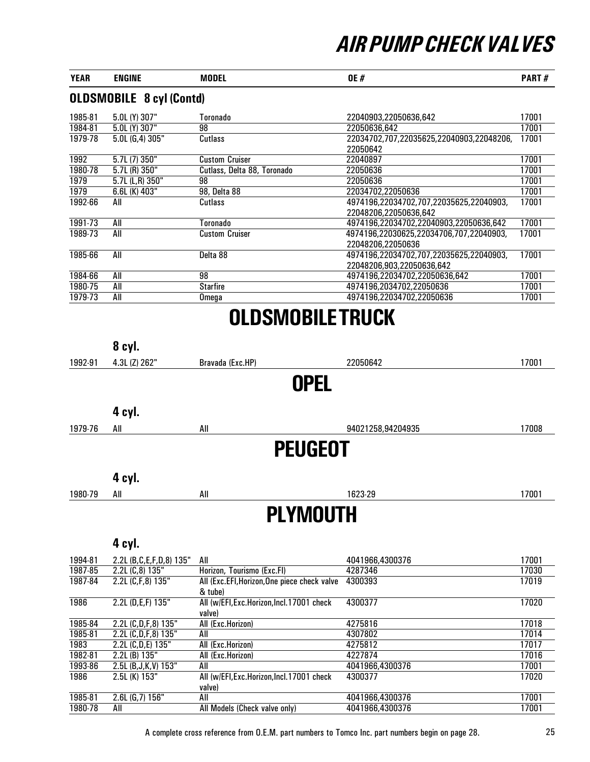# AIR PUMP CHECK VALVES

| YEAR | ENGINE | MODEL | OE # | PART # |
|---|---|---|---|---|
| **OLDSMOBILE 8 cyl (Contd)** | | | | |
| 1985-81 | 5.0L (Y) 307" | Toronado | 22040903,22050636,642 | 17001 |
| 1984-81 | 5.0L (Y) 307" | 98 | 22050636,642 | 17001 |
| 1979-78 | 5.0L (G,4) 305" | Cutlass | 22034702,707,22035625,22040903,22048206, 22050642 | 17001 |
| 1992 | 5.7L (7) 350" | Custom Cruiser | 22040897 | 17001 |
| 1980-78 | 5.7L (R) 350" | Cutlass, Delta 88, Toronado | 22050636 | 17001 |
| 1979 | 5.7L (L,R) 350" | 98 | 22050636 | 17001 |
| 1979 | 6.6L (K) 403" | 98, Delta 88 | 22034702,22050636 | 17001 |
| 1992-66 | All | Cutlass | 4974196,22034702,707,22035625,22040903, 22048206,22050636,642 | 17001 |
| 1991-73 | All | Toronado | 4974196,22034702,22040903,22050636,642 | 17001 |
| 1989-73 | All | Custom Cruiser | 4974196,22030625,22034706,707,22040903, 22048206,22050636 | 17001 |
| 1985-66 | All | Delta 88 | 4974196,22034702,707,22035625,22040903, 22048206,903,22050636,642 | 17001 |
| 1984-66 | All | 98 | 4974196,22034702,22050636,642 | 17001 |
| 1980-75 | All | Starfire | 4974196,2034702,22050636 | 17001 |
| 1979-73 | All | Omega | 4974196,22034702,22050636 | 17001 |

# OLDSMOBILE TRUCK

| YEAR | ENGINE | MODEL | OE # | PART # |
|---|---|---|---|---|
| | **8 cyl.** | | | |
| 1992-91 | 4.3L (Z) 262" | Bravada (Exc.HP) | 22050642 | 17001 |

# OPEL

| YEAR | ENGINE | MODEL | OE # | PART # |
|---|---|---|---|---|
| | **4 cyl.** | | | |
| 1979-76 | All | All | 94021258,94204935 | 17008 |

# PEUGEOT

| YEAR | ENGINE | MODEL | OE # | PART # |
|---|---|---|---|---|
| | **4 cyl.** | | | |
| 1980-79 | All | All | 1623-29 | 17001 |

# PLYMOUTH

| YEAR | ENGINE | MODEL | OE # | PART # |
|---|---|---|---|---|
| | **4 cyl.** | | | |
| 1994-81 | 2.2L (B,C,E,F,D,8) 135" | All | 4041966,4300376 | 17001 |
| 1987-85 | 2.2L (C,8) 135" | Horizon, Tourismo (Exc.FI) | 4287346 | 17030 |
| 1987-84 | 2.2L (C,F,8) 135" | All (Exc.EFI,Horizon,One piece check valve & tube) | 4300393 | 17019 |
| 1986 | 2.2L (D,E,F) 135" | All (w/EFI,Exc.Horizon,Incl.17001 check valve) | 4300377 | 17020 |
| 1985-84 | 2.2L (C,D,F,8) 135" | All (Exc.Horizon) | 4275816 | 17018 |
| 1985-81 | 2.2L (C,D,F,8) 135" | All | 4307802 | 17014 |
| 1983 | 2.2L (C,D,E) 135" | All (Exc.Horizon) | 4275812 | 17017 |
| 1982-81 | 2.2L (B) 135" | All (Exc.Horizon) | 4227874 | 17016 |
| 1993-86 | 2.5L (B,J,K,V) 153" | All | 4041966,4300376 | 17001 |
| 1986 | 2.5L (K) 153" | All (w/EFI,Exc.Horizon,Incl.17001 check valve) | 4300377 | 17020 |
| 1985-81 | 2.6L (G,7) 156" | All | 4041966,4300376 | 17001 |
| 1980-78 | All | All Models (Check valve only) | 4041966,4300376 | 17001 |

A complete cross reference from O.E.M. part numbers to Tomco Inc. part numbers begin on page 28.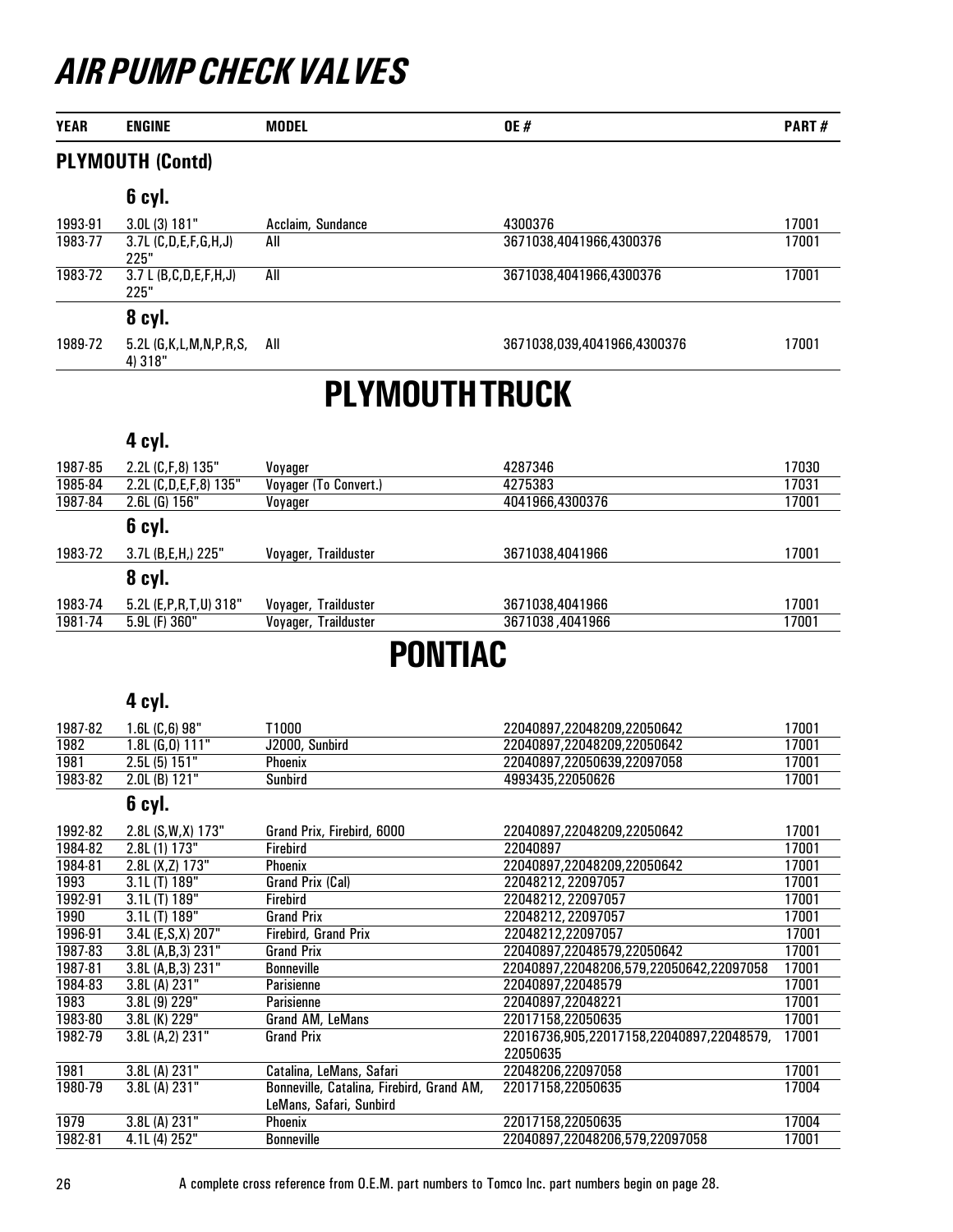# AIR PUMP CHECK VALVES

| YEAR | ENGINE | MODEL | OE # | PART # |
|---|---|---|---|---|
| **PLYMOUTH (Contd)** | | | | |
| | **6 cyl.** | | | |
| 1993-91 | 3.0L (3) 181" | Acclaim, Sundance | 4300376 | 17001 |
| 1983-77 | 3.7L (C,D,E,F,G,H,J) 225" | All | 3671038,4041966,4300376 | 17001 |
| 1983-72 | 3.7 L (B,C,D,E,F,H,J) 225" | All | 3671038,4041966,4300376 | 17001 |
| | **8 cyl.** | | | |
| 1989-72 | 5.2L (G,K,L,M,N,P,R,S, 4) 318" | All | 3671038,039,4041966,4300376 | 17001 |

## PLYMOUTH TRUCK

| YEAR | ENGINE | MODEL | OE # | PART # |
|---|---|---|---|---|
| | **4 cyl.** | | | |
| 1987-85 | 2.2L (C,F,8) 135" | Voyager | 4287346 | 17030 |
| 1985-84 | 2.2L (C,D,E,F,8) 135" | Voyager (To Convert.) | 4275383 | 17031 |
| 1987-84 | 2.6L (G) 156" | Voyager | 4041966,4300376 | 17001 |
| | **6 cyl.** | | | |
| 1983-72 | 3.7L (B,E,H,) 225" | Voyager, Trailduster | 3671038,4041966 | 17001 |
| | **8 cyl.** | | | |
| 1983-74 | 5.2L (E,P,R,T,U) 318" | Voyager, Trailduster | 3671038,4041966 | 17001 |
| 1981-74 | 5.9L (F) 360" | Voyager, Trailduster | 3671038 ,4041966 | 17001 |

## PONTIAC

| YEAR | ENGINE | MODEL | OE # | PART # |
|---|---|---|---|---|
| | **4 cyl.** | | | |
| 1987-82 | 1.6L (C,6) 98" | T1000 | 22040897,22048209,22050642 | 17001 |
| 1982 | 1.8L (G,0) 111" | J2000, Sunbird | 22040897,22048209,22050642 | 17001 |
| 1981 | 2.5L (5) 151" | Phoenix | 22040897,22050639,22097058 | 17001 |
| 1983-82 | 2.0L (B) 121" | Sunbird | 4993435,22050626 | 17001 |
| | **6 cyl.** | | | |
| 1992-82 | 2.8L (S,W,X) 173" | Grand Prix, Firebird, 6000 | 22040897,22048209,22050642 | 17001 |
| 1984-82 | 2.8L (1) 173" | Firebird | 22040897 | 17001 |
| 1984-81 | 2.8L (X,Z) 173" | Phoenix | 22040897,22048209,22050642 | 17001 |
| 1993 | 3.1L (T) 189" | Grand Prix (Cal) | 22048212, 22097057 | 17001 |
| 1992-91 | 3.1L (T) 189" | Firebird | 22048212, 22097057 | 17001 |
| 1990 | 3.1L (T) 189" | Grand Prix | 22048212, 22097057 | 17001 |
| 1996-91 | 3.4L (E,S,X) 207" | Firebird, Grand Prix | 22048212,22097057 | 17001 |
| 1987-83 | 3.8L (A,B,3) 231" | Grand Prix | 22040897,22048579,22050642 | 17001 |
| 1987-81 | 3.8L (A,B,3) 231" | Bonneville | 22040897,22048206,579,22050642,22097058 | 17001 |
| 1984-83 | 3.8L (A) 231" | Parisienne | 22040897,22048579 | 17001 |
| 1983 | 3.8L (9) 229" | Parisienne | 22040897,22048221 | 17001 |
| 1983-80 | 3.8L (K) 229" | Grand AM, LeMans | 22017158,22050635 | 17001 |
| 1982-79 | 3.8L (A,2) 231" | Grand Prix | 22016736,905,22017158,22040897,22048579, 22050635 | 17001 |
| 1981 | 3.8L (A) 231" | Catalina, LeMans, Safari | 22048206,22097058 | 17001 |
| 1980-79 | 3.8L (A) 231" | Bonneville, Catalina, Firebird, Grand AM, LeMans, Safari, Sunbird | 22017158,22050635 | 17004 |
| 1979 | 3.8L (A) 231" | Phoenix | 22017158,22050635 | 17004 |
| 1982-81 | 4.1L (4) 252" | Bonneville | 22040897,22048206,579,22097058 | 17001 |

A complete cross reference from O.E.M. part numbers to Tomco Inc. part numbers begin on page 28.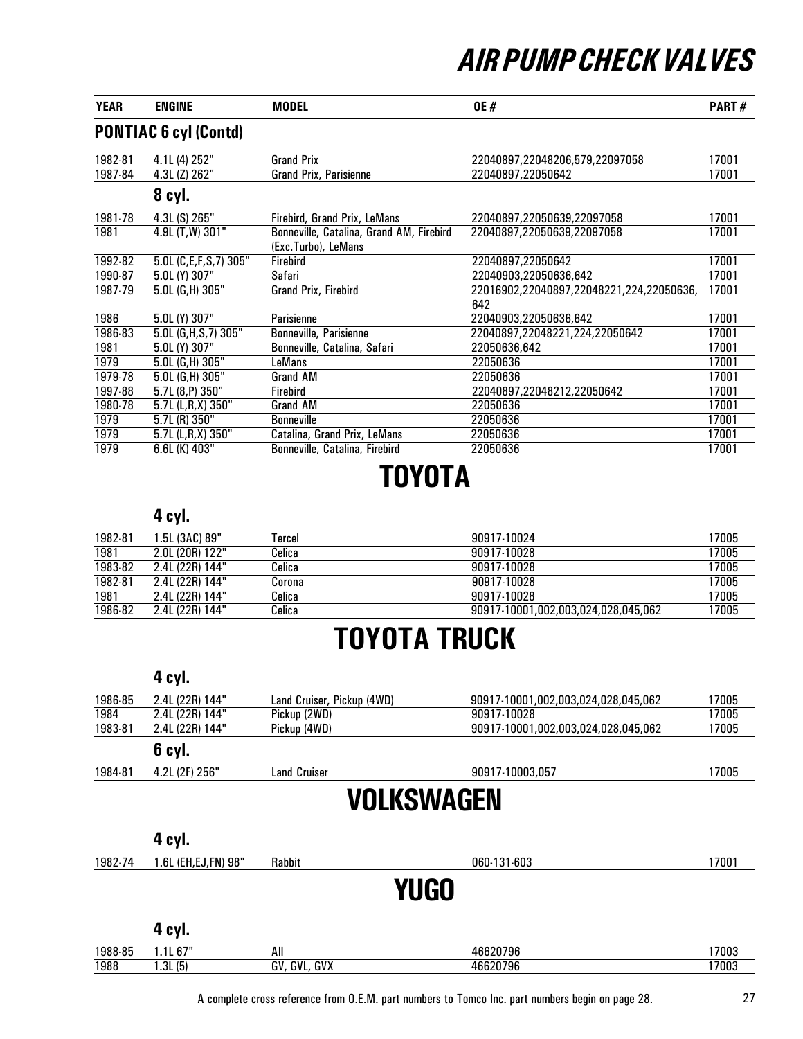# AIR PUMP CHECK VALVES

| YEAR | ENGINE | MODEL | OE # | PART # |
|---|---|---|---|---|
| **PONTIAC 6 cyl (Contd)** | | | | |
| 1982-81 | 4.1L (4) 252" | Grand Prix | 22040897,22048206,579,22097058 | 17001 |
| 1987-84 | 4.3L (Z) 262" | Grand Prix, Parisienne | 22040897,22050642 | 17001 |
| **8 cyl.** | | | | |
| 1981-78 | 4.3L (S) 265" | Firebird, Grand Prix, LeMans | 22040897,22050639,22097058 | 17001 |
| 1981 | 4.9L (T,W) 301" | Bonneville, Catalina, Grand AM, Firebird (Exc.Turbo), LeMans | 22040897,22050639,22097058 | 17001 |
| 1992-82 | 5.0L (C,E,F,S,7) 305" | Firebird | 22040897,22050642 | 17001 |
| 1990-87 | 5.0L (Y) 307" | Safari | 22040903,22050636,642 | 17001 |
| 1987-79 | 5.0L (G,H) 305" | Grand Prix, Firebird | 22016902,22040897,22048221,224,22050636, 642 | 17001 |
| 1986 | 5.0L (Y) 307" | Parisienne | 22040903,22050636,642 | 17001 |
| 1986-83 | 5.0L (G,H,S,7) 305" | Bonneville, Parisienne | 22040897,22048221,224,22050642 | 17001 |
| 1981 | 5.0L (Y) 307" | Bonneville, Catalina, Safari | 22050636,642 | 17001 |
| 1979 | 5.0L (G,H) 305" | LeMans | 22050636 | 17001 |
| 1979-78 | 5.0L (G,H) 305" | Grand AM | 22050636 | 17001 |
| 1997-88 | 5.7L (8,P) 350" | Firebird | 22040897,22048212,22050642 | 17001 |
| 1980-78 | 5.7L (L,R,X) 350" | Grand AM | 22050636 | 17001 |
| 1979 | 5.7L (R) 350" | Bonneville | 22050636 | 17001 |
| 1979 | 5.7L (L,R,X) 350" | Catalina, Grand Prix, LeMans | 22050636 | 17001 |
| 1979 | 6.6L (K) 403" | Bonneville, Catalina, Firebird | 22050636 | 17001 |

## TOYOTA

| YEAR | ENGINE | MODEL | OE # | PART # |
|---|---|---|---|---|
| **4 cyl.** | | | | |
| 1982-81 | 1.5L (3AC) 89" | Tercel | 90917-10024 | 17005 |
| 1981 | 2.0L (20R) 122" | Celica | 90917-10028 | 17005 |
| 1983-82 | 2.4L (22R) 144" | Celica | 90917-10028 | 17005 |
| 1982-81 | 2.4L (22R) 144" | Corona | 90917-10028 | 17005 |
| 1981 | 2.4L (22R) 144" | Celica | 90917-10028 | 17005 |
| 1986-82 | 2.4L (22R) 144" | Celica | 90917-10001,002,003,024,028,045,062 | 17005 |

## TOYOTA TRUCK

| YEAR | ENGINE | MODEL | OE # | PART # |
|---|---|---|---|---|
| **4 cyl.** | | | | |
| 1986-85 | 2.4L (22R) 144" | Land Cruiser, Pickup (4WD) | 90917-10001,002,003,024,028,045,062 | 17005 |
| 1984 | 2.4L (22R) 144" | Pickup (2WD) | 90917-10028 | 17005 |
| 1983-81 | 2.4L (22R) 144" | Pickup (4WD) | 90917-10001,002,003,024,028,045,062 | 17005 |
| **6 cyl.** | | | | |
| 1984-81 | 4.2L (2F) 256" | Land Cruiser | 90917-10003,057 | 17005 |

## VOLKSWAGEN

| YEAR | ENGINE | MODEL | OE # | PART # |
|---|---|---|---|---|
| **4 cyl.** | | | | |
| 1982-74 | 1.6L (EH,EJ,FN) 98" | Rabbit | 060-131-603 | 17001 |

## YUGO

| YEAR | ENGINE | MODEL | OE # | PART # |
|---|---|---|---|---|
| **4 cyl.** | | | | |
| 1988-85 | 1.1L 67" | All | 46620796 | 17003 |
| 1988 | 1.3L (5) | GV, GVL, GVX | 46620796 | 17003 |

A complete cross reference from O.E.M. part numbers to Tomco Inc. part numbers begin on page 28.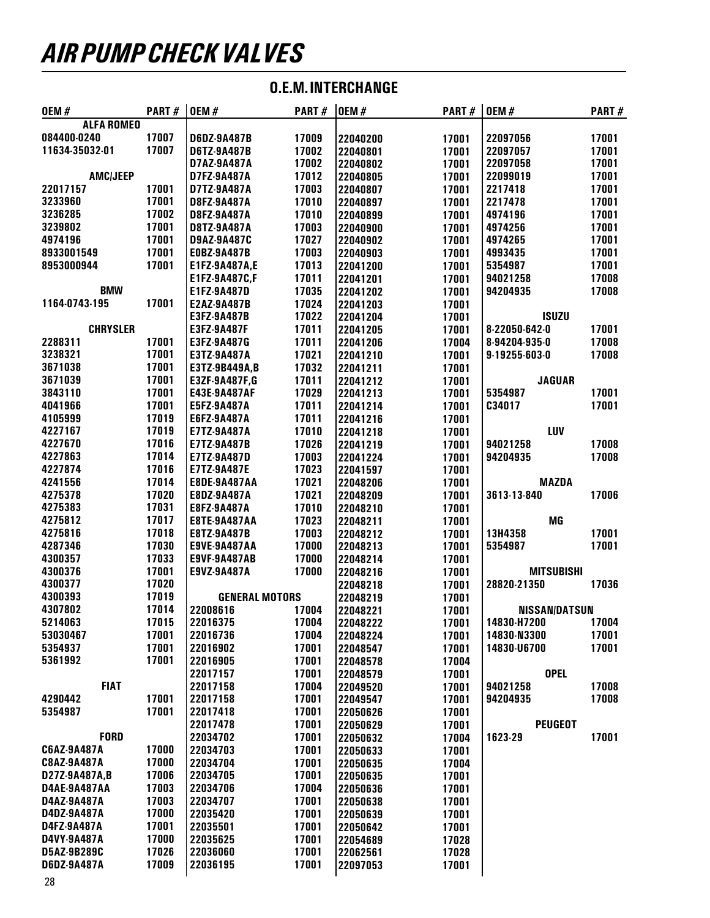# AIR PUMP CHECK VALVES

## O.E.M. INTERCHANGE

| OEM # | PART # |
|---|---|
| **ALFA ROMEO** | |
| 084400-0240 | 17007 |
| 11634-35032-01 | 17007 |
| **AMC/JEEP** | |
| 22017157 | 17001 |
| 3233960 | 17001 |
| 3236285 | 17002 |
| 3239802 | 17001 |
| 4974196 | 17001 |
| 8933001549 | 17001 |
| 8953000944 | 17001 |
| **BMW** | |
| 1164-0743-195 | 17001 |
| **CHRYSLER** | |
| 2288311 | 17001 |
| 3238321 | 17001 |
| 3671038 | 17001 |
| 3671039 | 17001 |
| 3843110 | 17001 |
| 4041966 | 17001 |
| 4105999 | 17019 |
| 4227167 | 17019 |
| 4227670 | 17016 |
| 4227863 | 17014 |
| 4227874 | 17016 |
| 4241556 | 17014 |
| 4275378 | 17020 |
| 4275383 | 17031 |
| 4275812 | 17017 |
| 4275816 | 17018 |
| 4287346 | 17030 |
| 4300357 | 17033 |
| 4300376 | 17001 |
| 4300377 | 17020 |
| 4300393 | 17019 |
| 4307802 | 17014 |
| 5214063 | 17015 |
| 53030467 | 17001 |
| 5354937 | 17001 |
| 5361992 | 17001 |
| **FIAT** | |
| 4290442 | 17001 |
| 5354987 | 17001 |
| **FORD** | |
| C6AZ-9A487A | 17000 |
| C8AZ-9A487A | 17000 |
| D27Z-9A487A,B | 17006 |
| D4AE-9A487AA | 17003 |
| D4AZ-9A487A | 17003 |
| D4DZ-9A487A | 17000 |
| D4FZ-9A487A | 17001 |
| D4VY-9A487A | 17000 |
| D5AZ-9B289C | 17026 |
| D6DZ-9A487A | 17009 |
| D6DZ-9A487B | 17009 |
| D6TZ-9A487B | 17002 |
| D7AZ-9A487A | 17002 |
| D7FZ-9A487A | 17012 |
| D7TZ-9A487A | 17003 |
| D8FZ-9A487A | 17010 |
| D8FZ-9A487A | 17010 |
| D8TZ-9A487A | 17003 |
| D9AZ-9A487C | 17027 |
| E0BZ-9A487B | 17003 |
| E1FZ-9A487A,E | 17013 |
| E1FZ-9A487C,F | 17011 |
| E1FZ-9A487D | 17035 |
| E2AZ-9A487B | 17024 |
| E3FZ-9A487B | 17022 |
| E3FZ-9A487F | 17011 |
| E3FZ-9A487G | 17011 |
| E3TZ-9A487A | 17021 |
| E3TZ-9B449A,B | 17032 |
| E3ZF-9A487F,G | 17011 |
| E43E-9A487AF | 17029 |
| E5FZ-9A487A | 17011 |
| E6FZ-9A487A | 17011 |
| E7FZ-9A487A | 17010 |
| E7TZ-9A487B | 17026 |
| E7TZ-9A487D | 17003 |
| E7TZ-9A487E | 17023 |
| E8DE-9A487AA | 17021 |
| E8DZ-9A487A | 17021 |
| E8FZ-9A487A | 17010 |
| E8TE-9A487AA | 17023 |
| E8TZ-9A487B | 17003 |
| E9VE-9A487AA | 17000 |
| E9VF-9A487AB | 17000 |
| E9VZ-9A487A | 17000 |
| **GENERAL MOTORS** | |
| 22008616 | 17004 |
| 22016375 | 17004 |
| 22016736 | 17004 |
| 22016902 | 17001 |
| 22016905 | 17001 |
| 22017157 | 17001 |
| 22017158 | 17004 |
| 22017158 | 17001 |
| 22017418 | 17001 |
| 22017478 | 17001 |
| 22034702 | 17001 |
| 22034703 | 17001 |
| 22034704 | 17001 |
| 22034705 | 17001 |
| 22034706 | 17004 |
| 22034707 | 17001 |
| 22035420 | 17001 |
| 22035501 | 17001 |
| 22035625 | 17001 |
| 22036060 | 17001 |
| 22036195 | 17001 |
| 22040200 | 17001 |
| 22040801 | 17001 |
| 22040802 | 17001 |
| 22040805 | 17001 |
| 22040807 | 17001 |
| 22040897 | 17001 |
| 22040899 | 17001 |
| 22040900 | 17001 |
| 22040902 | 17001 |
| 22040903 | 17001 |
| 22041200 | 17001 |
| 22041201 | 17001 |
| 22041202 | 17001 |
| 22041203 | 17001 |
| 22041204 | 17001 |
| 22041205 | 17001 |
| 22041206 | 17004 |
| 22041210 | 17001 |
| 22041211 | 17001 |
| 22041212 | 17001 |
| 22041213 | 17001 |
| 22041214 | 17001 |
| 22041216 | 17001 |
| 22041218 | 17001 |
| 22041219 | 17001 |
| 22041224 | 17001 |
| 22041597 | 17001 |
| 22048206 | 17001 |
| 22048209 | 17001 |
| 22048210 | 17001 |
| 22048211 | 17001 |
| 22048212 | 17001 |
| 22048213 | 17001 |
| 22048214 | 17001 |
| 22048216 | 17001 |
| 22048218 | 17001 |
| 22048219 | 17001 |
| 22048221 | 17001 |
| 22048222 | 17001 |
| 22048224 | 17001 |
| 22048547 | 17001 |
| 22048578 | 17004 |
| 22048579 | 17001 |
| 22049520 | 17001 |
| 22049547 | 17001 |
| 22050626 | 17001 |
| 22050629 | 17001 |
| 22050632 | 17004 |
| 22050633 | 17001 |
| 22050635 | 17004 |
| 22050635 | 17001 |
| 22050636 | 17001 |
| 22050638 | 17001 |
| 22050639 | 17001 |
| 22050642 | 17001 |
| 22054689 | 17028 |
| 22062561 | 17028 |
| 22097053 | 17001 |
| 22097056 | 17001 |
| 22097057 | 17001 |
| 22097058 | 17001 |
| 22099019 | 17001 |
| 2217418 | 17001 |
| 2217478 | 17001 |
| 4974196 | 17001 |
| 4974256 | 17001 |
| 4974265 | 17001 |
| 4993435 | 17001 |
| 5354987 | 17001 |
| 94021258 | 17008 |
| 94204935 | 17008 |
| **ISUZU** | |
| 8-22050-642-0 | 17001 |
| 8-94204-935-0 | 17008 |
| 9-19255-603-0 | 17008 |
| **JAGUAR** | |
| 5354987 | 17001 |
| C34017 | 17001 |
| **LUV** | |
| 94021258 | 17008 |
| 94204935 | 17008 |
| **MAZDA** | |
| 3613-13-840 | 17006 |
| **MG** | |
| 13H4358 | 17001 |
| 5354987 | 17001 |
| **MITSUBISHI** | |
| 28820-21350 | 17036 |
| **NISSAN/DATSUN** | |
| 14830-H7200 | 17004 |
| 14830-N3300 | 17001 |
| 14830-U6700 | 17001 |
| **OPEL** | |
| 94021258 | 17008 |
| 94204935 | 17008 |
| **PEUGEOT** | |
| 1623-29 | 17001 |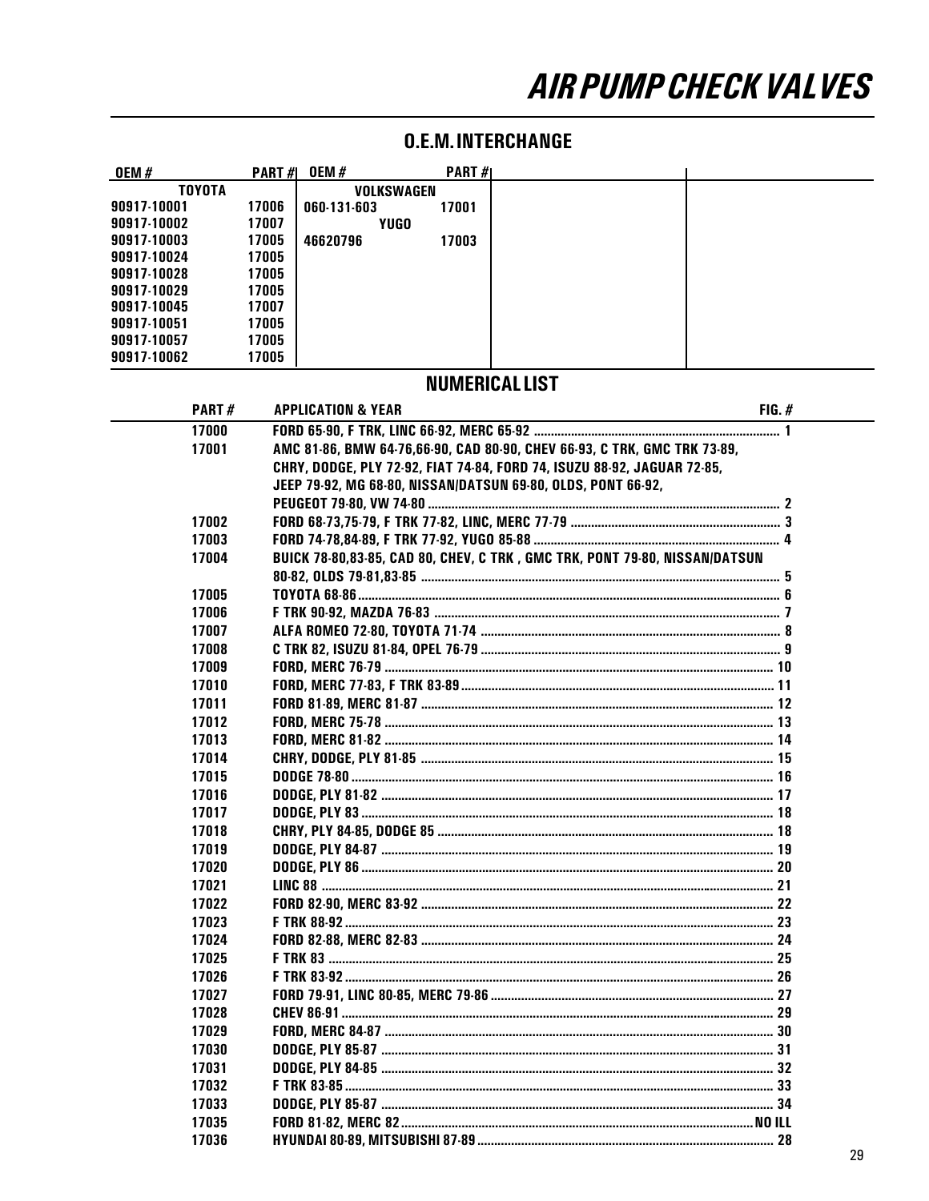# AIR PUMP CHECK VALVES

## O.E.M. INTERCHANGE

| OEM # | PART # | OEM # | PART # |
|---|---|---|---|
| **TOYOTA** | | **VOLKSWAGEN** | |
| 90917-10001 | 17006 | 060-131-603 | 17001 |
| 90917-10002 | 17007 | **YUGO** | |
| 90917-10003 | 17005 | 46620796 | 17003 |
| 90917-10024 | 17005 | | |
| 90917-10028 | 17005 | | |
| 90917-10029 | 17005 | | |
| 90917-10045 | 17007 | | |
| 90917-10051 | 17005 | | |
| 90917-10057 | 17005 | | |
| 90917-10062 | 17005 | | |

## NUMERICAL LIST

| PART # | APPLICATION & YEAR | FIG. # |
|---|---|---|
| 17000 | FORD 65-90, F TRK, LINC 66-92, MERC 65-92 | 1 |
| 17001 | AMC 81-86, BMW 64-76,66-90, CAD 80-90, CHEV 66-93, C TRK, GMC TRK 73-89, CHRY, DODGE, PLY 72-92, FIAT 74-84, FORD 74, ISUZU 88-92, JAGUAR 72-85, JEEP 79-92, MG 68-80, NISSAN/DATSUN 69-80, OLDS, PONT 66-92, PEUGEOT 79-80, VW 74-80 | 2 |
| 17002 | FORD 68-73,75-79, F TRK 77-82, LINC, MERC 77-79 | 3 |
| 17003 | FORD 74-78,84-89, F TRK 77-92, YUGO 85-88 | 4 |
| 17004 | BUICK 78-80,83-85, CAD 80, CHEV, C TRK , GMC TRK, PONT 79-80, NISSAN/DATSUN 80-82, OLDS 79-81,83-85 | 5 |
| 17005 | TOYOTA 68-86 | 6 |
| 17006 | F TRK 90-92, MAZDA 76-83 | 7 |
| 17007 | ALFA ROMEO 72-80, TOYOTA 71-74 | 8 |
| 17008 | C TRK 82, ISUZU 81-84, OPEL 76-79 | 9 |
| 17009 | FORD, MERC 76-79 | 10 |
| 17010 | FORD, MERC 77-83, F TRK 83-89 | 11 |
| 17011 | FORD 81-89, MERC 81-87 | 12 |
| 17012 | FORD, MERC 75-78 | 13 |
| 17013 | FORD, MERC 81-82 | 14 |
| 17014 | CHRY, DODGE, PLY 81-85 | 15 |
| 17015 | DODGE 78-80 | 16 |
| 17016 | DODGE, PLY 81-82 | 17 |
| 17017 | DODGE, PLY 83 | 18 |
| 17018 | CHRY, PLY 84-85, DODGE 85 | 18 |
| 17019 | DODGE, PLY 84-87 | 19 |
| 17020 | DODGE, PLY 86 | 20 |
| 17021 | LINC 88 | 21 |
| 17022 | FORD 82-90, MERC 83-92 | 22 |
| 17023 | F TRK 88-92 | 23 |
| 17024 | FORD 82-88, MERC 82-83 | 24 |
| 17025 | F TRK 83 | 25 |
| 17026 | F TRK 83-92 | 26 |
| 17027 | FORD 79-91, LINC 80-85, MERC 79-86 | 27 |
| 17028 | CHEV 86-91 | 29 |
| 17029 | FORD, MERC 84-87 | 30 |
| 17030 | DODGE, PLY 85-87 | 31 |
| 17031 | DODGE, PLY 84-85 | 32 |
| 17032 | F TRK 83-85 | 33 |
| 17033 | DODGE, PLY 85-87 | 34 |
| 17035 | FORD 81-82, MERC 82 | NO ILL |
| 17036 | HYUNDAI 80-89, MITSUBISHI 87-89 | 28 |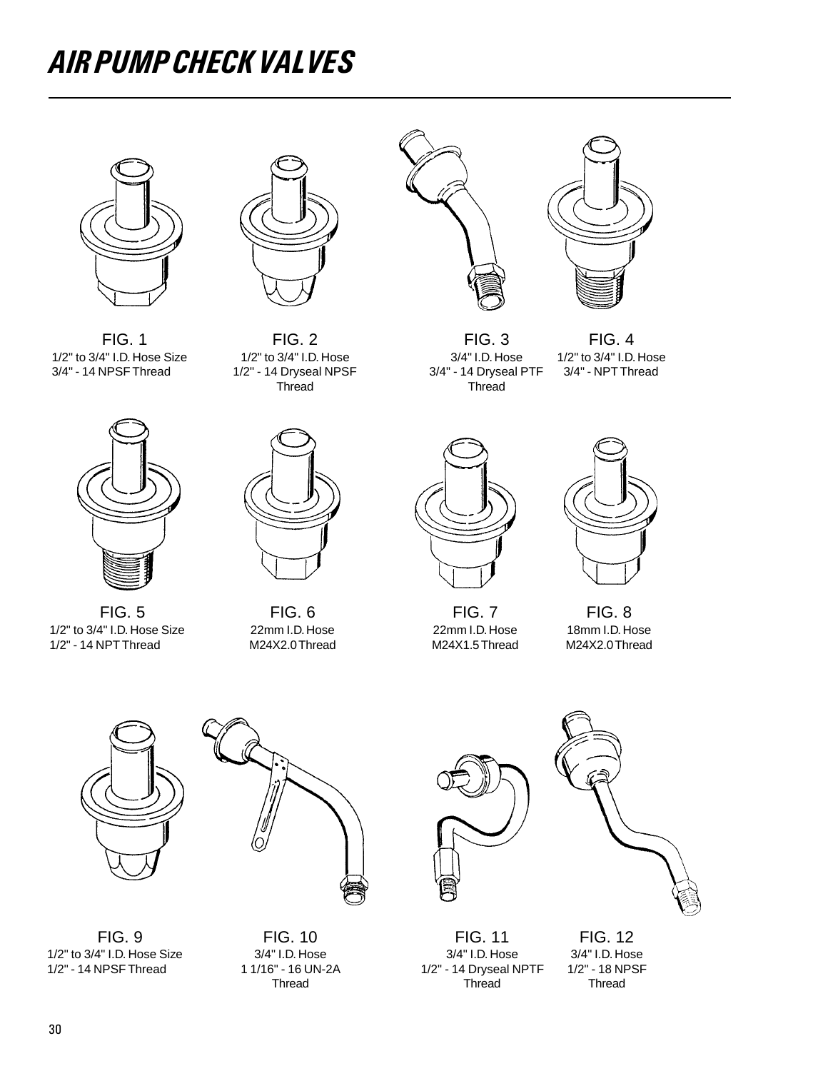# AIR PUMP CHECK VALVES

FIG. 1
1/2" to 3/4" I.D. Hose Size
3/4" - 14 NPSF Thread

FIG. 2
1/2" to 3/4" I.D. Hose
1/2" - 14 Dryseal NPSF
Thread

FIG. 3
3/4" I.D. Hose
3/4" - 14 Dryseal PTF
Thread

FIG. 4
1/2" to 3/4" I.D. Hose
3/4" - NPT Thread

FIG. 5
1/2" to 3/4" I.D. Hose Size
1/2" - 14 NPT Thread

FIG. 6
22mm I.D. Hose
M24X2.0 Thread

FIG. 7
22mm I.D. Hose
M24X1.5 Thread

FIG. 8
18mm I.D. Hose
M24X2.0 Thread

FIG. 9
1/2" to 3/4" I.D. Hose Size
1/2" - 14 NPSF Thread

FIG. 10
3/4" I.D. Hose
1 1/16" - 16 UN-2A
Thread

FIG. 11
3/4" I.D. Hose
1/2" - 14 Dryseal NPTF
Thread

FIG. 12
3/4" I.D. Hose
1/2" - 18 NPSF
Thread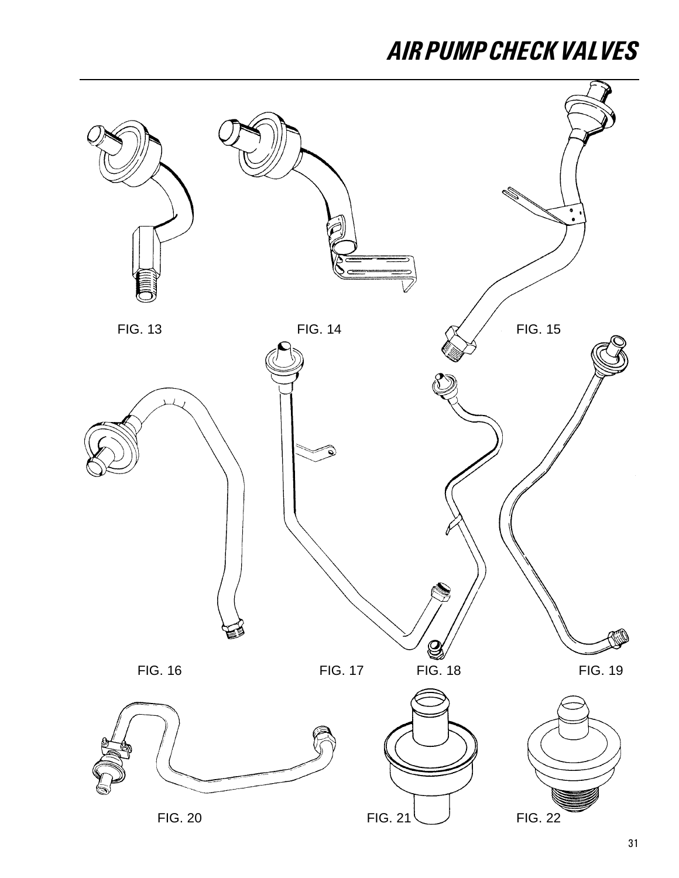# AIR PUMP CHECK VALVES

FIG. 13

FIG. 14

FIG. 15

FIG. 16

FIG. 17

FIG. 18

FIG. 19

FIG. 20

FIG. 21

FIG. 22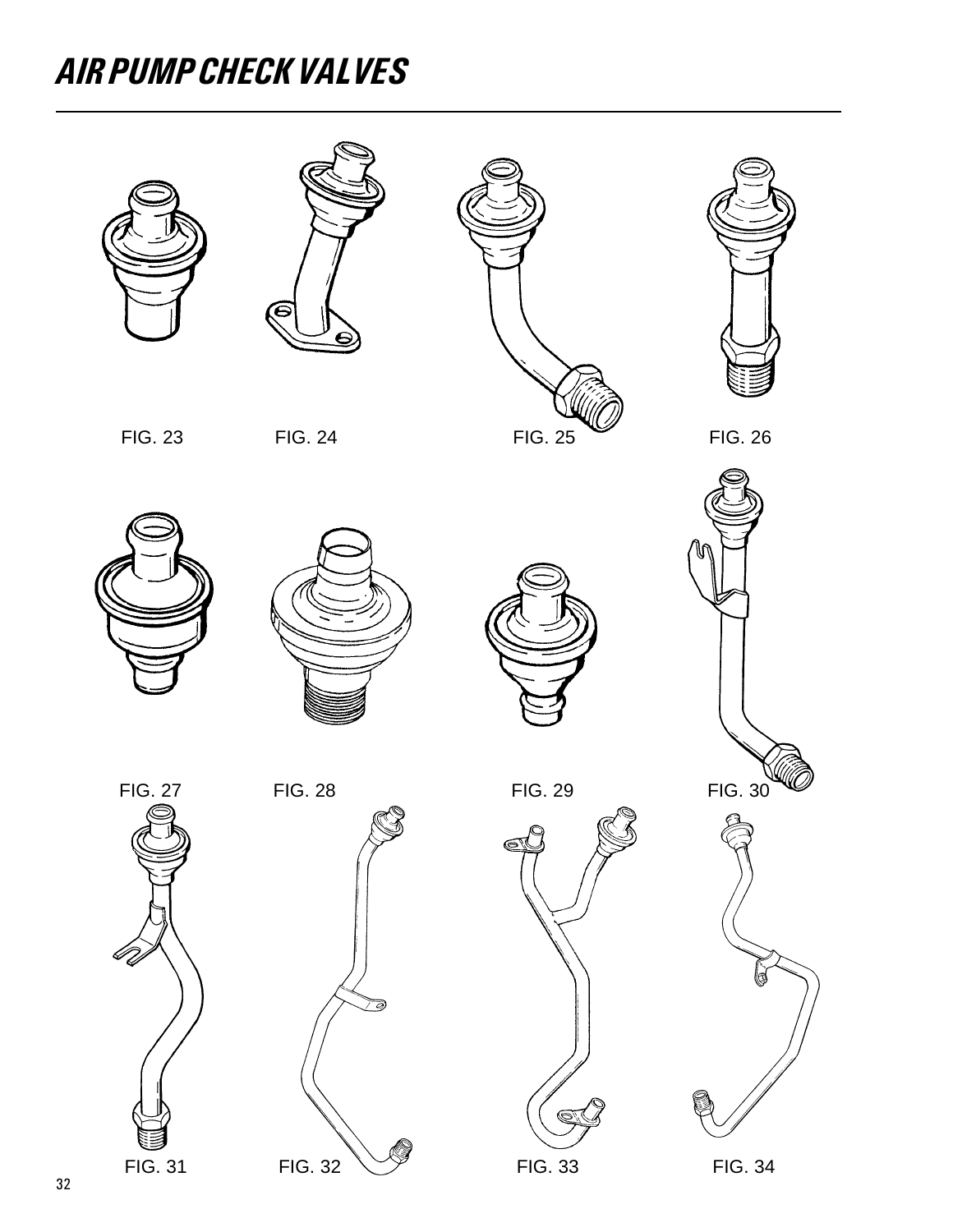# AIR PUMP CHECK VALVES

FIG. 23

FIG. 24

FIG. 25

FIG. 26

FIG. 27

FIG. 28

FIG. 29

FIG. 30

FIG. 31

FIG. 32

FIG. 33

FIG. 34